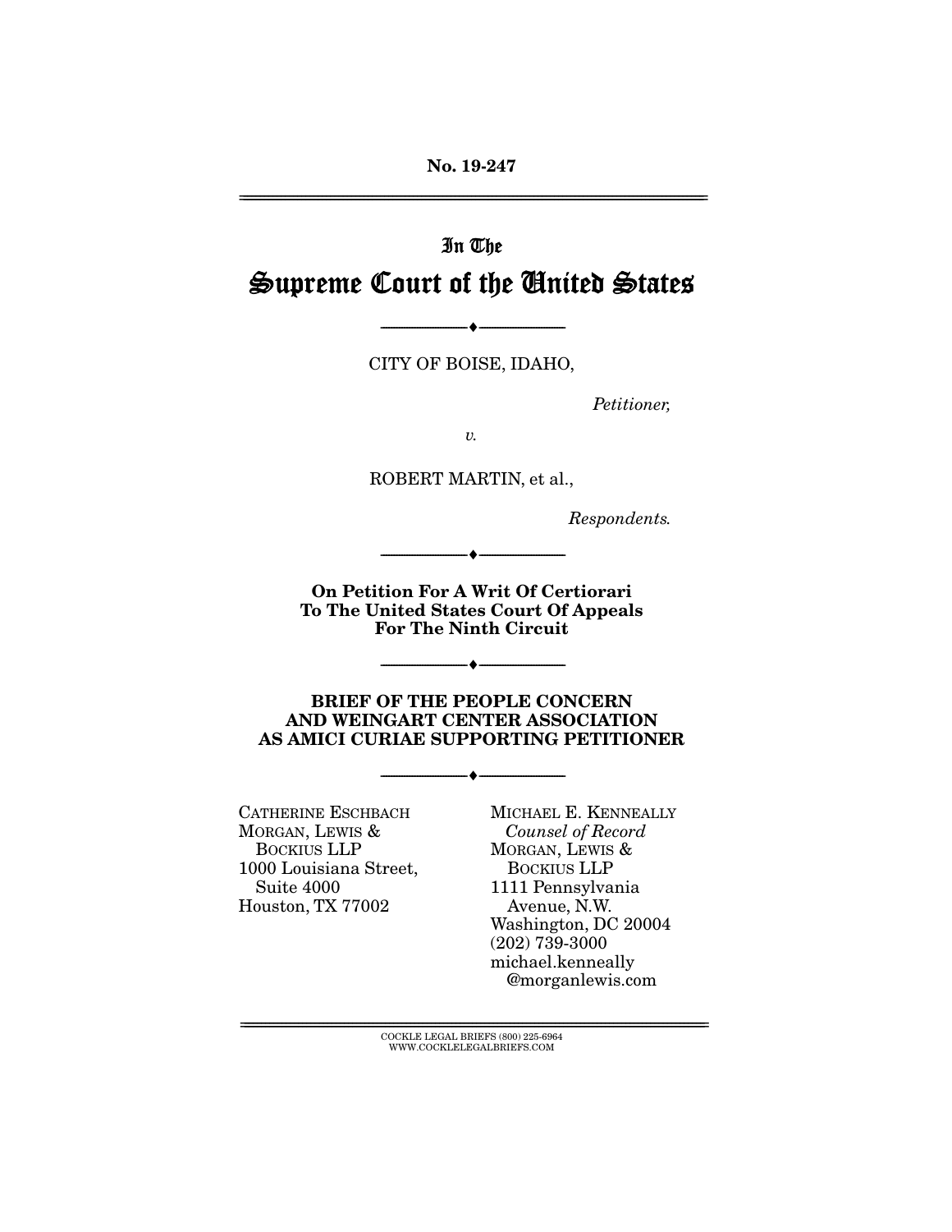No. 19-247

---

# In The
# Supreme Court of the United States

---

CITY OF BOISE, IDAHO,

*Petitioner,*

*v.*

ROBERT MARTIN, et al.,

*Respondents.*

---

**On Petition For A Writ Of Certiorari**
**To The United States Court Of Appeals**
**For The Ninth Circuit**

---

**BRIEF OF THE PEOPLE CONCERN**
**AND WEINGART CENTER ASSOCIATION**
**AS AMICI CURIAE SUPPORTING PETITIONER**

---

CATHERINE ESCHBACH
MORGAN, LEWIS &
BOCKIUS LLP
1000 Louisiana Street,
Suite 4000
Houston, TX 77002

MICHAEL E. KENNEALLY
*Counsel of Record*
MORGAN, LEWIS &
BOCKIUS LLP
1111 Pennsylvania
Avenue, N.W.
Washington, DC 20004
(202) 739-3000
michael.kenneally
@morganlewis.com

---

COCKLE LEGAL BRIEFS (800) 225-6964
WWW.COCKLELEGALBRIEFS.COM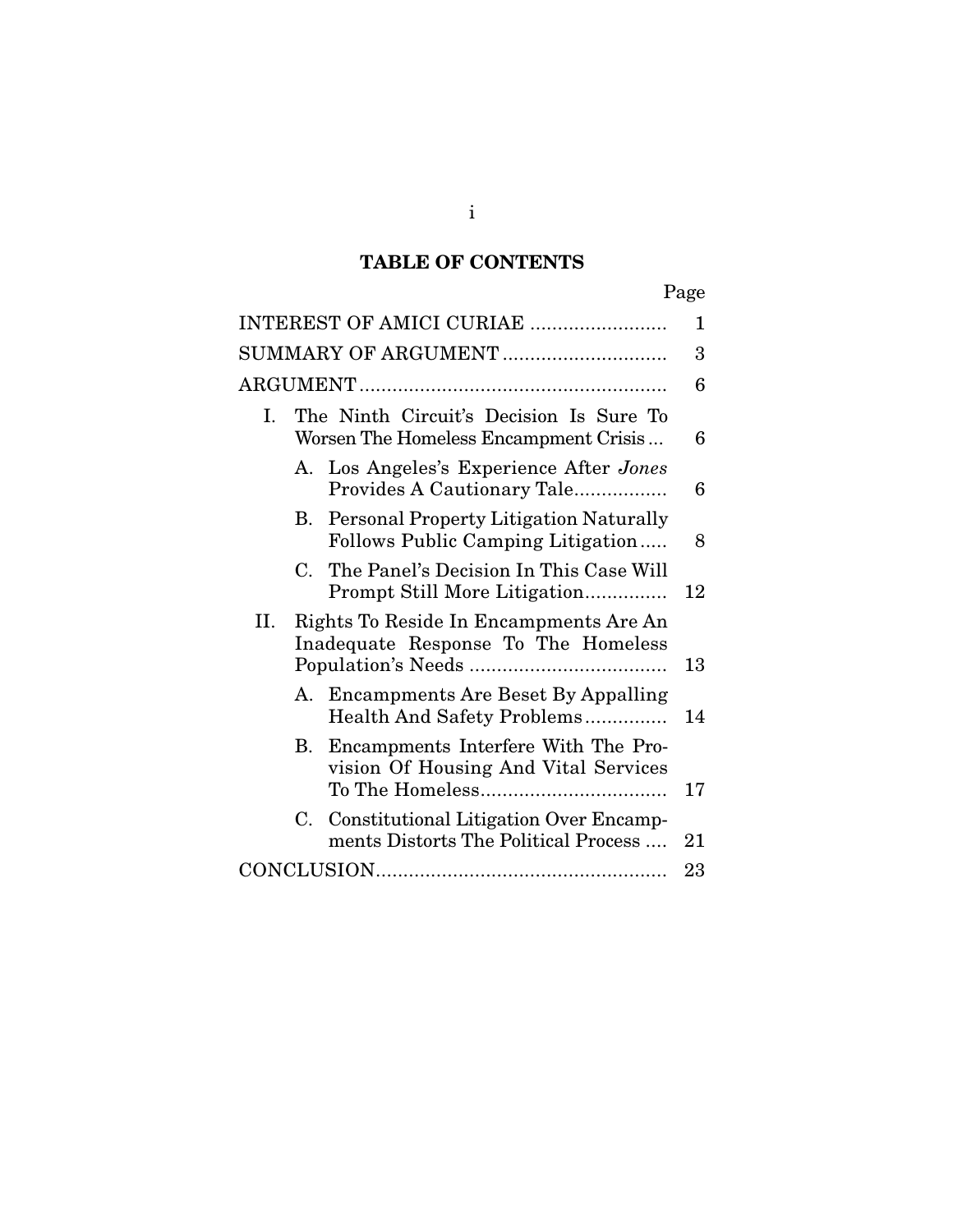# TABLE OF CONTENTS

| | Page |
|---|---|
| INTEREST OF AMICI CURIAE | 1 |
| SUMMARY OF ARGUMENT | 3 |
| ARGUMENT | 6 |
| I. The Ninth Circuit's Decision Is Sure To Worsen The Homeless Encampment Crisis | 6 |
| A. Los Angeles's Experience After *Jones* Provides A Cautionary Tale | 6 |
| B. Personal Property Litigation Naturally Follows Public Camping Litigation | 8 |
| C. The Panel's Decision In This Case Will Prompt Still More Litigation | 12 |
| II. Rights To Reside In Encampments Are An Inadequate Response To The Homeless Population's Needs | 13 |
| A. Encampments Are Beset By Appalling Health And Safety Problems | 14 |
| B. Encampments Interfere With The Provision Of Housing And Vital Services To The Homeless | 17 |
| C. Constitutional Litigation Over Encampments Distorts The Political Process | 21 |
| CONCLUSION | 23 |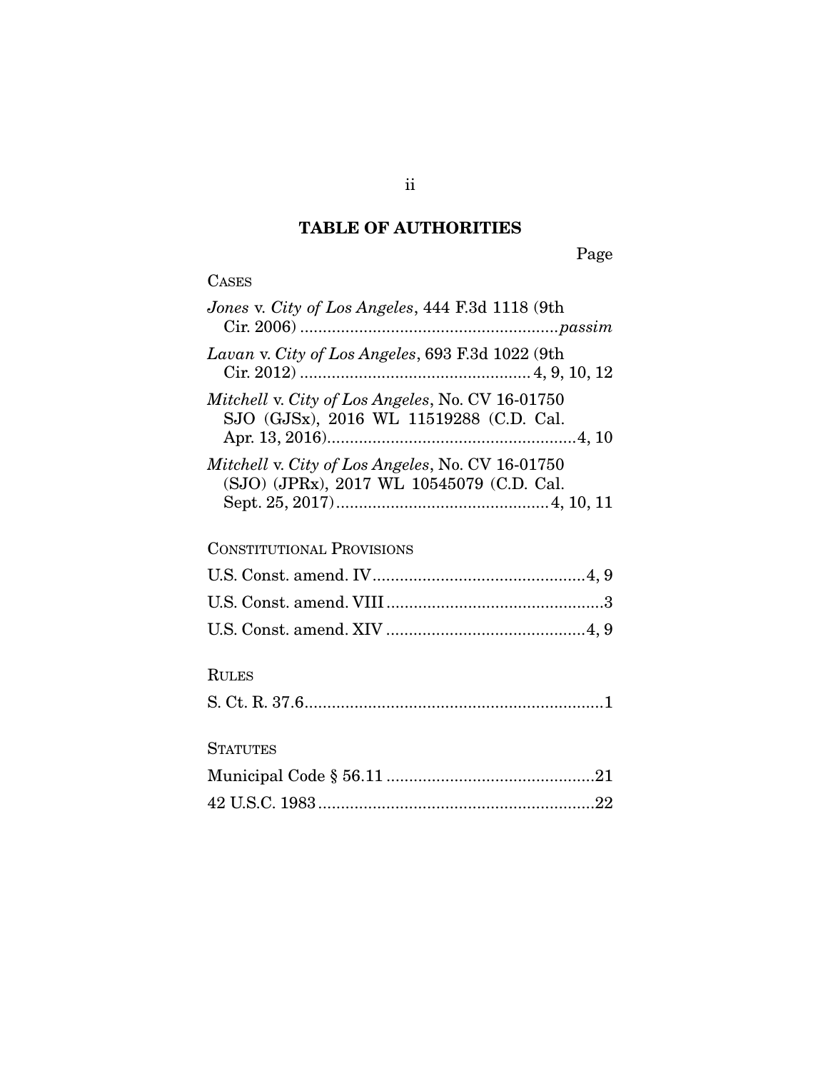## TABLE OF AUTHORITIES

Page

CASES

*Jones* v. *City of Los Angeles*, 444 F.3d 1118 (9th Cir. 2006) .......................................................*passim*

*Lavan* v. *City of Los Angeles*, 693 F.3d 1022 (9th Cir. 2012) .................................................. 4, 9, 10, 12

*Mitchell* v. *City of Los Angeles*, No. CV 16-01750 SJO (GJSx), 2016 WL 11519288 (C.D. Cal. Apr. 13, 2016).......................................................4, 10

*Mitchell* v. *City of Los Angeles*, No. CV 16-01750 (SJO) (JPRx), 2017 WL 10545079 (C.D. Cal. Sept. 25, 2017)..............................................4, 10, 11

CONSTITUTIONAL PROVISIONS

U.S. Const. amend. IV...............................................4, 9

U.S. Const. amend. VIII ................................................3

U.S. Const. amend. XIV ............................................4, 9

RULES

S. Ct. R. 37.6..................................................................1

STATUTES

Municipal Code § 56.11 .............................................21

42 U.S.C. 1983.............................................................22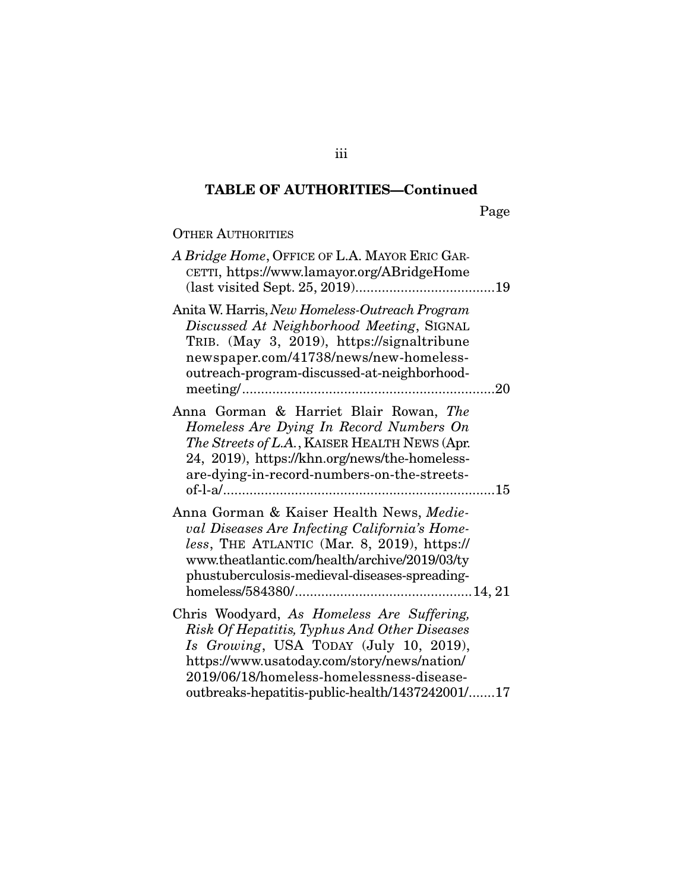**TABLE OF AUTHORITIES—Continued**

Page

OTHER AUTHORITIES

*A Bridge Home*, OFFICE OF L.A. MAYOR ERIC GARCETTI, https://www.lamayor.org/ABridgeHome (last visited Sept. 25, 2019) .....................................19

Anita W. Harris, *New Homeless-Outreach Program Discussed At Neighborhood Meeting*, SIGNAL TRIB. (May 3, 2019), https://signaltribunenewspaper.com/41738/news/new-homeless-outreach-program-discussed-at-neighborhood-meeting/ ..................................................................20

Anna Gorman & Harriet Blair Rowan, *The Homeless Are Dying In Record Numbers On The Streets of L.A.*, KAISER HEALTH NEWS (Apr. 24, 2019), https://khn.org/news/the-homeless-are-dying-in-record-numbers-on-the-streets-of-l-a/ .......................................................................15

Anna Gorman & Kaiser Health News, *Medieval Diseases Are Infecting California's Homeless*, THE ATLANTIC (Mar. 8, 2019), https://www.theatlantic.com/health/archive/2019/03/typhustuberculosis-medieval-diseases-spreading-homeless/584380/ ...............................................14, 21

Chris Woodyard, *As Homeless Are Suffering, Risk Of Hepatitis, Typhus And Other Diseases Is Growing*, USA TODAY (July 10, 2019), https://www.usatoday.com/story/news/nation/2019/06/18/homeless-homelessness-disease-outbreaks-hepatitis-public-health/1437242001/.......17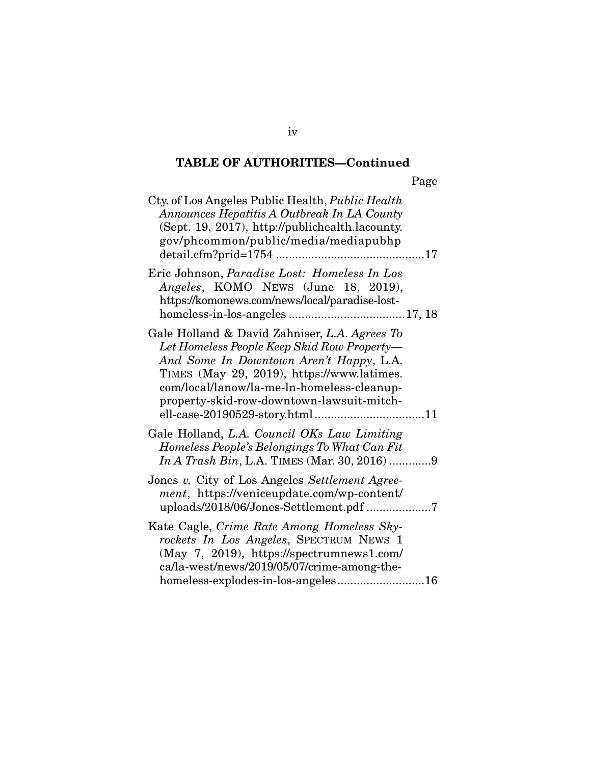**TABLE OF AUTHORITIES—Continued**

Page

Cty. of Los Angeles Public Health, *Public Health Announces Hepatitis A Outbreak In LA County* (Sept. 19, 2017), http://publichealth.lacounty.gov/phcommon/public/media/mediapubhpdetail.cfm?prid=1754 ....................................................17

Eric Johnson, *Paradise Lost: Homeless In Los Angeles*, KOMO NEWS (June 18, 2019), https://komonews.com/news/local/paradise-lost-homeless-in-los-angeles ....................................17, 18

Gale Holland & David Zahniser, *L.A. Agrees To Let Homeless People Keep Skid Row Property—And Some In Downtown Aren't Happy*, L.A. TIMES (May 29, 2019), https://www.latimes.com/local/lanow/la-me-ln-homeless-cleanup-property-skid-row-downtown-lawsuit-mitchell-case-20190529-story.html ..................................11

Gale Holland, *L.A. Council OKs Law Limiting Homeless People's Belongings To What Can Fit In A Trash Bin*, L.A. TIMES (Mar. 30, 2016) .............9

Jones *v.* City of Los Angeles *Settlement Agreement*, https://veniceupdate.com/wp-content/uploads/2018/06/Jones-Settlement.pdf ....................7

Kate Cagle, *Crime Rate Among Homeless Skyrockets In Los Angeles*, SPECTRUM NEWS 1 (May 7, 2019), https://spectrumnews1.com/ca/la-west/news/2019/05/07/crime-among-the-homeless-explodes-in-los-angeles...........................16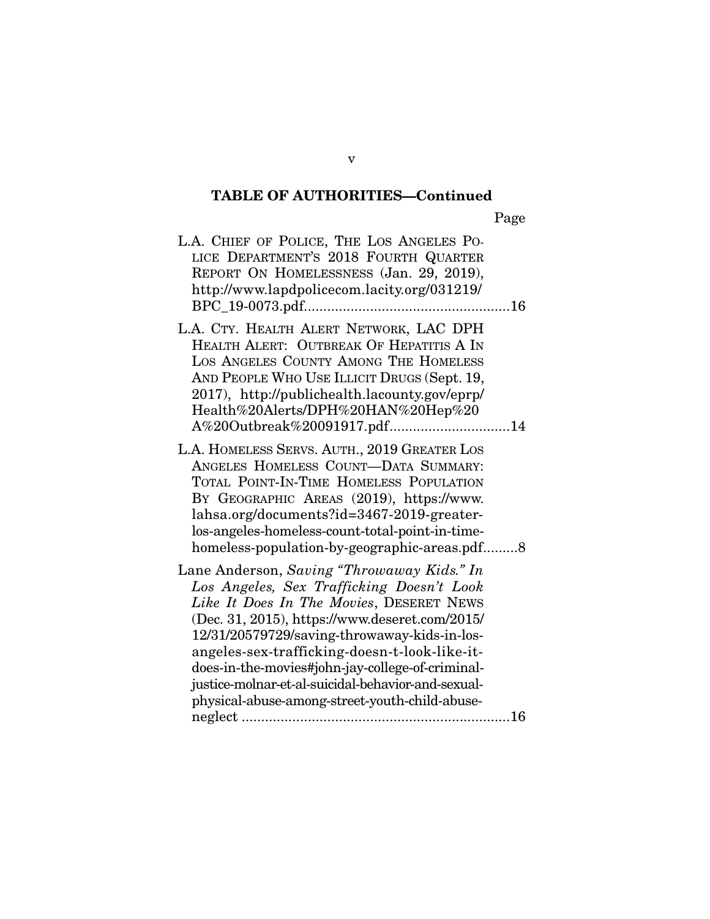**TABLE OF AUTHORITIES—Continued**

Page

L.A. CHIEF OF POLICE, THE LOS ANGELES POLICE DEPARTMENT'S 2018 FOURTH QUARTER REPORT ON HOMELESSNESS (Jan. 29, 2019), http://www.lapdpolicecom.lacity.org/031219/BPC_19-0073.pdf.....................................................16

L.A. CTY. HEALTH ALERT NETWORK, LAC DPH HEALTH ALERT: OUTBREAK OF HEPATITIS A IN LOS ANGELES COUNTY AMONG THE HOMELESS AND PEOPLE WHO USE ILLICIT DRUGS (Sept. 19, 2017), http://publichealth.lacounty.gov/eprp/Health%20Alerts/DPH%20HAN%20Hep%20A%20Outbreak%20091917.pdf...............................14

L.A. HOMELESS SERVS. AUTH., 2019 GREATER LOS ANGELES HOMELESS COUNT—DATA SUMMARY: TOTAL POINT-IN-TIME HOMELESS POPULATION BY GEOGRAPHIC AREAS (2019), https://www.lahsa.org/documents?id=3467-2019-greater-los-angeles-homeless-count-total-point-in-time-homeless-population-by-geographic-areas.pdf.........8

Lane Anderson, *Saving "Throwaway Kids." In Los Angeles, Sex Trafficking Doesn't Look Like It Does In The Movies*, DESERET NEWS (Dec. 31, 2015), https://www.deseret.com/2015/12/31/20579729/saving-throwaway-kids-in-los-angeles-sex-trafficking-doesn-t-look-like-it-does-in-the-movies#john-jay-college-of-criminal-justice-molnar-et-al-suicidal-behavior-and-sexual-physical-abuse-among-street-youth-child-abuse-neglect .....................................................................16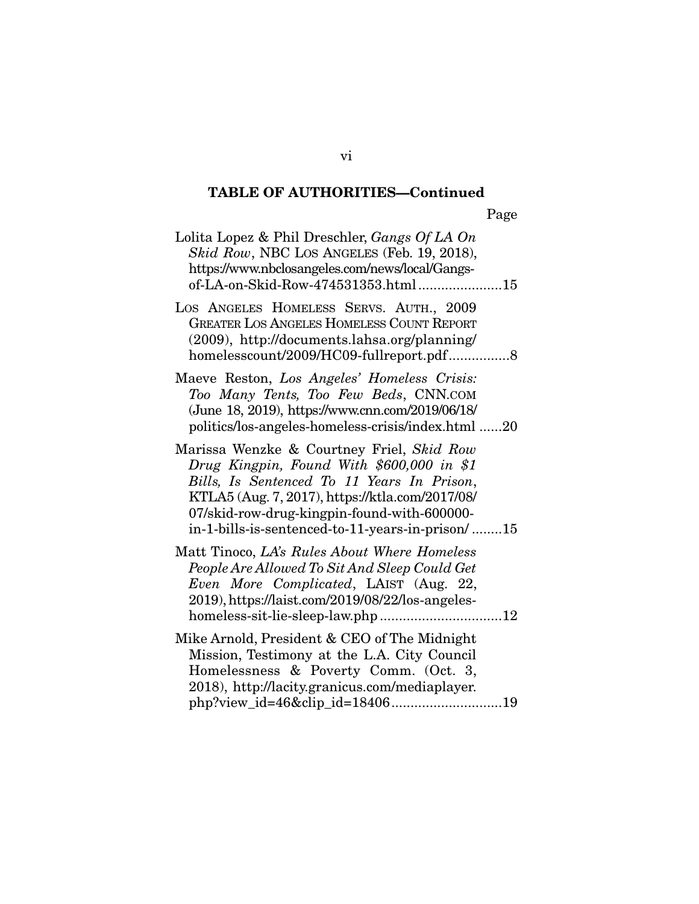## TABLE OF AUTHORITIES—Continued

Page

Lolita Lopez & Phil Dreschler, *Gangs Of LA On Skid Row*, NBC LOS ANGELES (Feb. 19, 2018), https://www.nbclosangeles.com/news/local/Gangs-of-LA-on-Skid-Row-474531353.html ......................15

LOS ANGELES HOMELESS SERVS. AUTH., 2009 GREATER LOS ANGELES HOMELESS COUNT REPORT (2009), http://documents.lahsa.org/planning/homelesscount/2009/HC09-fullreport.pdf................8

Maeve Reston, *Los Angeles' Homeless Crisis: Too Many Tents, Too Few Beds*, CNN.COM (June 18, 2019), https://www.cnn.com/2019/06/18/politics/los-angeles-homeless-crisis/index.html ......20

Marissa Wenzke & Courtney Friel, *Skid Row Drug Kingpin, Found With $600,000 in $1 Bills, Is Sentenced To 11 Years In Prison*, KTLA5 (Aug. 7, 2017), https://ktla.com/2017/08/07/skid-row-drug-kingpin-found-with-600000-in-1-bills-is-sentenced-to-11-years-in-prison/ ........15

Matt Tinoco, *LA's Rules About Where Homeless People Are Allowed To Sit And Sleep Could Get Even More Complicated*, LAIST (Aug. 22, 2019), https://laist.com/2019/08/22/los-angeles-homeless-sit-lie-sleep-law.php ................................12

Mike Arnold, President & CEO of The Midnight Mission, Testimony at the L.A. City Council Homelessness & Poverty Comm. (Oct. 3, 2018), http://lacity.granicus.com/mediaplayer.php?view_id=46&clip_id=18406.............................19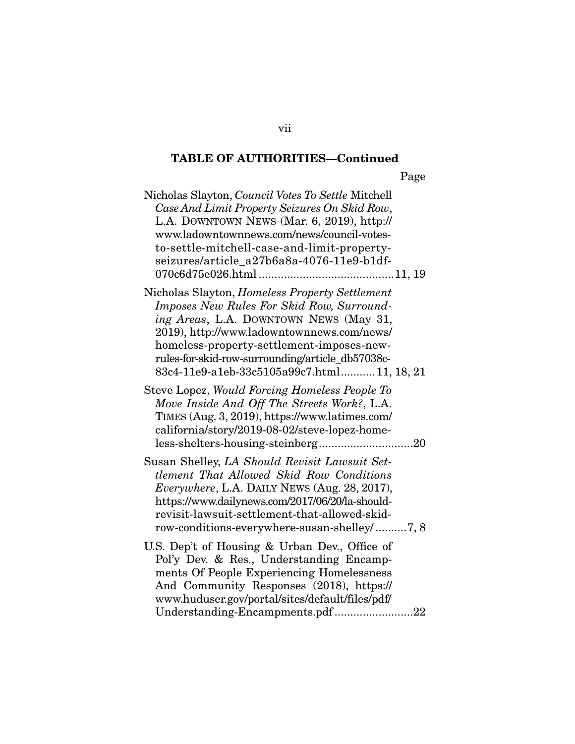**TABLE OF AUTHORITIES—Continued**

Page

Nicholas Slayton, *Council Votes To Settle* Mitchell *Case And Limit Property Seizures On Skid Row*, L.A. DOWNTOWN NEWS (Mar. 6, 2019), http://www.ladowntownnews.com/news/council-votes-to-settle-mitchell-case-and-limit-property-seizures/article_a27b6a8a-4076-11e9-b1df-070c6d75e026.html ..........................................11, 19

Nicholas Slayton, *Homeless Property Settlement Imposes New Rules For Skid Row, Surrounding Areas*, L.A. DOWNTOWN NEWS (May 31, 2019), http://www.ladowntownnews.com/news/homeless-property-settlement-imposes-new-rules-for-skid-row-surrounding/article_db57038c-83c4-11e9-a1eb-33c5105a99c7.html ...........11, 18, 21

Steve Lopez, *Would Forcing Homeless People To Move Inside And Off The Streets Work?*, L.A. TIMES (Aug. 3, 2019), https://www.latimes.com/california/story/2019-08-02/steve-lopez-homeless-shelters-housing-steinberg..............................20

Susan Shelley, *LA Should Revisit Lawsuit Settlement That Allowed Skid Row Conditions Everywhere*, L.A. DAILY NEWS (Aug. 28, 2017), https://www.dailynews.com/2017/06/20/la-should-revisit-lawsuit-settlement-that-allowed-skid-row-conditions-everywhere-susan-shelley/ ..........7, 8

U.S. Dep't of Housing & Urban Dev., Office of Pol'y Dev. & Res., Understanding Encampments Of People Experiencing Homelessness And Community Responses (2018), https://www.huduser.gov/portal/sites/default/files/pdf/Understanding-Encampments.pdf .........................22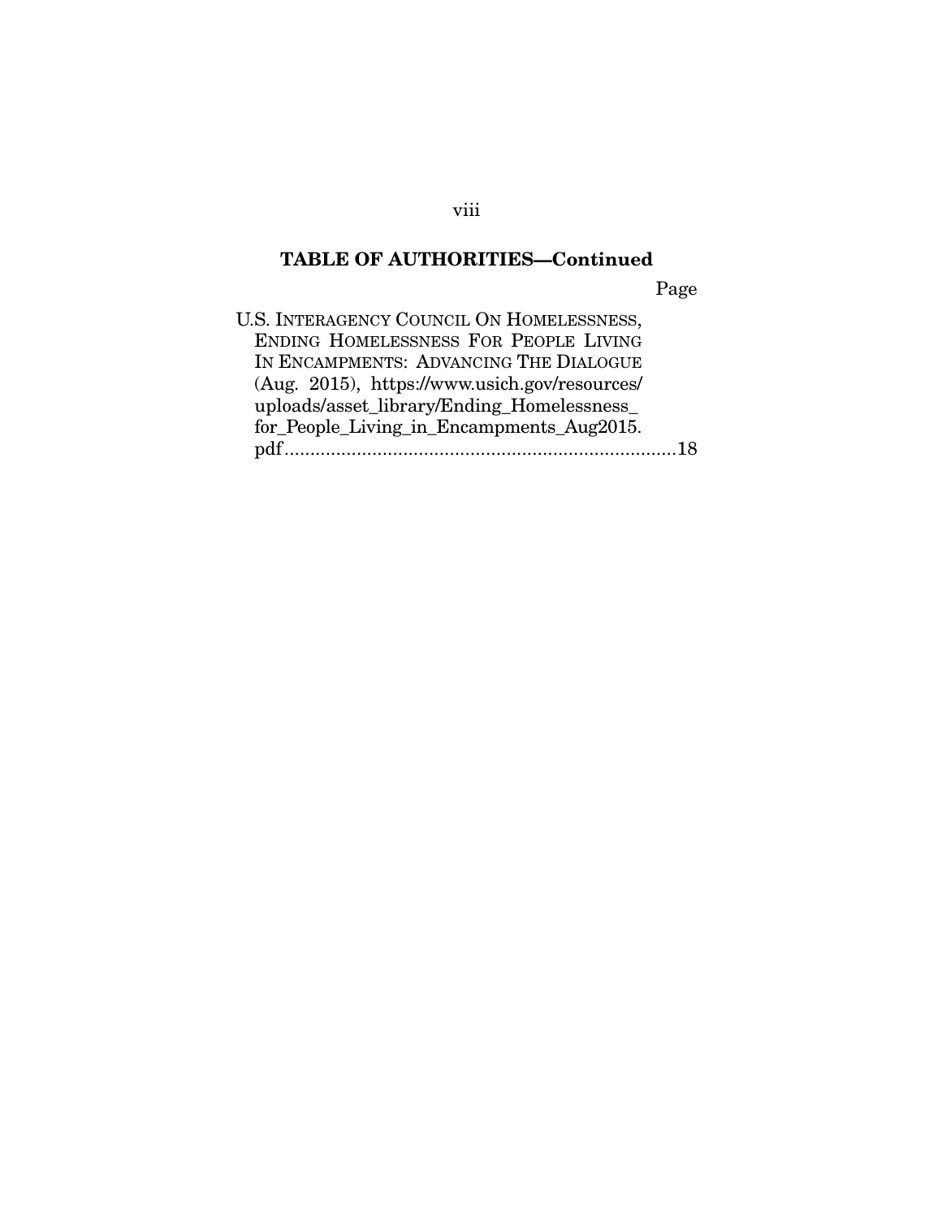**TABLE OF AUTHORITIES—Continued**

Page

U.S. INTERAGENCY COUNCIL ON HOMELESSNESS, ENDING HOMELESSNESS FOR PEOPLE LIVING IN ENCAMPMENTS: ADVANCING THE DIALOGUE (Aug. 2015), https://www.usich.gov/resources/uploads/asset_library/Ending_Homelessness_for_People_Living_in_Encampments_Aug2015.pdf............................................................................18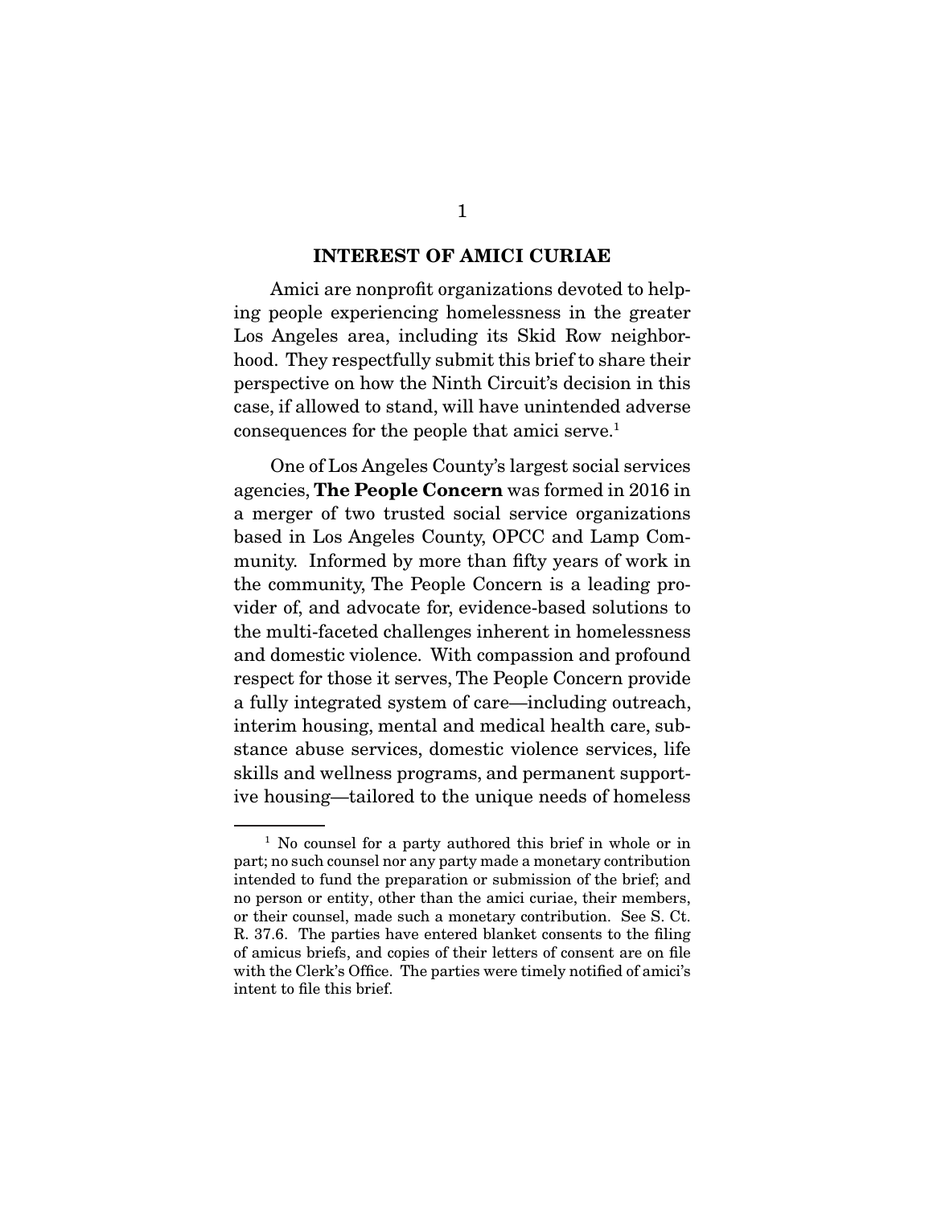## INTEREST OF AMICI CURIAE

Amici are nonprofit organizations devoted to helping people experiencing homelessness in the greater Los Angeles area, including its Skid Row neighborhood. They respectfully submit this brief to share their perspective on how the Ninth Circuit's decision in this case, if allowed to stand, will have unintended adverse consequences for the people that amici serve.[1]

One of Los Angeles County's largest social services agencies, **The People Concern** was formed in 2016 in a merger of two trusted social service organizations based in Los Angeles County, OPCC and Lamp Community. Informed by more than fifty years of work in the community, The People Concern is a leading provider of, and advocate for, evidence-based solutions to the multi-faceted challenges inherent in homelessness and domestic violence. With compassion and profound respect for those it serves, The People Concern provide a fully integrated system of care—including outreach, interim housing, mental and medical health care, substance abuse services, domestic violence services, life skills and wellness programs, and permanent supportive housing—tailored to the unique needs of homeless

---

[1] No counsel for a party authored this brief in whole or in part; no such counsel nor any party made a monetary contribution intended to fund the preparation or submission of the brief; and no person or entity, other than the amici curiae, their members, or their counsel, made such a monetary contribution. See S. Ct. R. 37.6. The parties have entered blanket consents to the filing of amicus briefs, and copies of their letters of consent are on file with the Clerk's Office. The parties were timely notified of amici's intent to file this brief.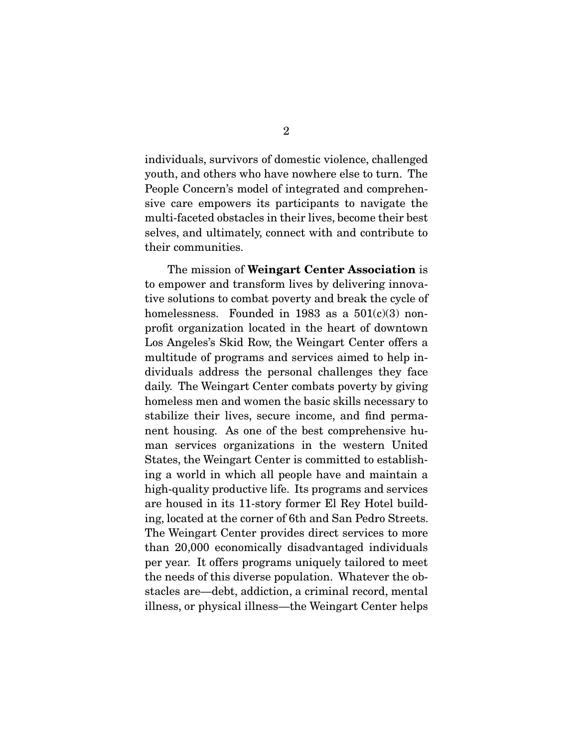individuals, survivors of domestic violence, challenged youth, and others who have nowhere else to turn. The People Concern's model of integrated and comprehensive care empowers its participants to navigate the multi-faceted obstacles in their lives, become their best selves, and ultimately, connect with and contribute to their communities.

The mission of **Weingart Center Association** is to empower and transform lives by delivering innovative solutions to combat poverty and break the cycle of homelessness. Founded in 1983 as a 501(c)(3) nonprofit organization located in the heart of downtown Los Angeles's Skid Row, the Weingart Center offers a multitude of programs and services aimed to help individuals address the personal challenges they face daily. The Weingart Center combats poverty by giving homeless men and women the basic skills necessary to stabilize their lives, secure income, and find permanent housing. As one of the best comprehensive human services organizations in the western United States, the Weingart Center is committed to establishing a world in which all people have and maintain a high-quality productive life. Its programs and services are housed in its 11-story former El Rey Hotel building, located at the corner of 6th and San Pedro Streets. The Weingart Center provides direct services to more than 20,000 economically disadvantaged individuals per year. It offers programs uniquely tailored to meet the needs of this diverse population. Whatever the obstacles are—debt, addiction, a criminal record, mental illness, or physical illness—the Weingart Center helps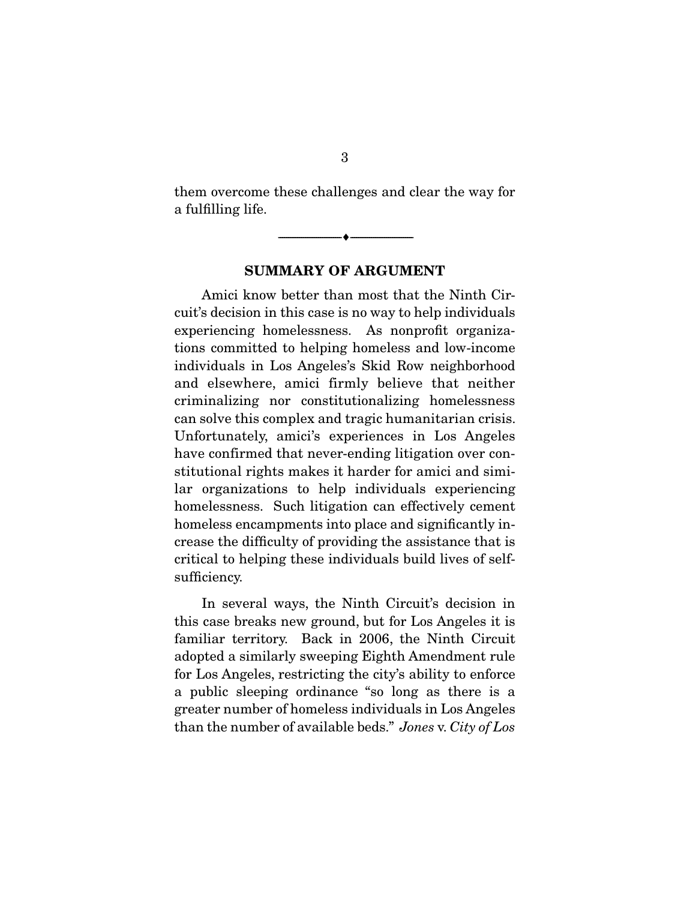them overcome these challenges and clear the way for a fulfilling life.

## SUMMARY OF ARGUMENT

Amici know better than most that the Ninth Circuit's decision in this case is no way to help individuals experiencing homelessness. As nonprofit organizations committed to helping homeless and low-income individuals in Los Angeles's Skid Row neighborhood and elsewhere, amici firmly believe that neither criminalizing nor constitutionalizing homelessness can solve this complex and tragic humanitarian crisis. Unfortunately, amici's experiences in Los Angeles have confirmed that never-ending litigation over constitutional rights makes it harder for amici and similar organizations to help individuals experiencing homelessness. Such litigation can effectively cement homeless encampments into place and significantly increase the difficulty of providing the assistance that is critical to helping these individuals build lives of self-sufficiency.

In several ways, the Ninth Circuit's decision in this case breaks new ground, but for Los Angeles it is familiar territory. Back in 2006, the Ninth Circuit adopted a similarly sweeping Eighth Amendment rule for Los Angeles, restricting the city's ability to enforce a public sleeping ordinance "so long as there is a greater number of homeless individuals in Los Angeles than the number of available beds." *Jones* v. *City of Los*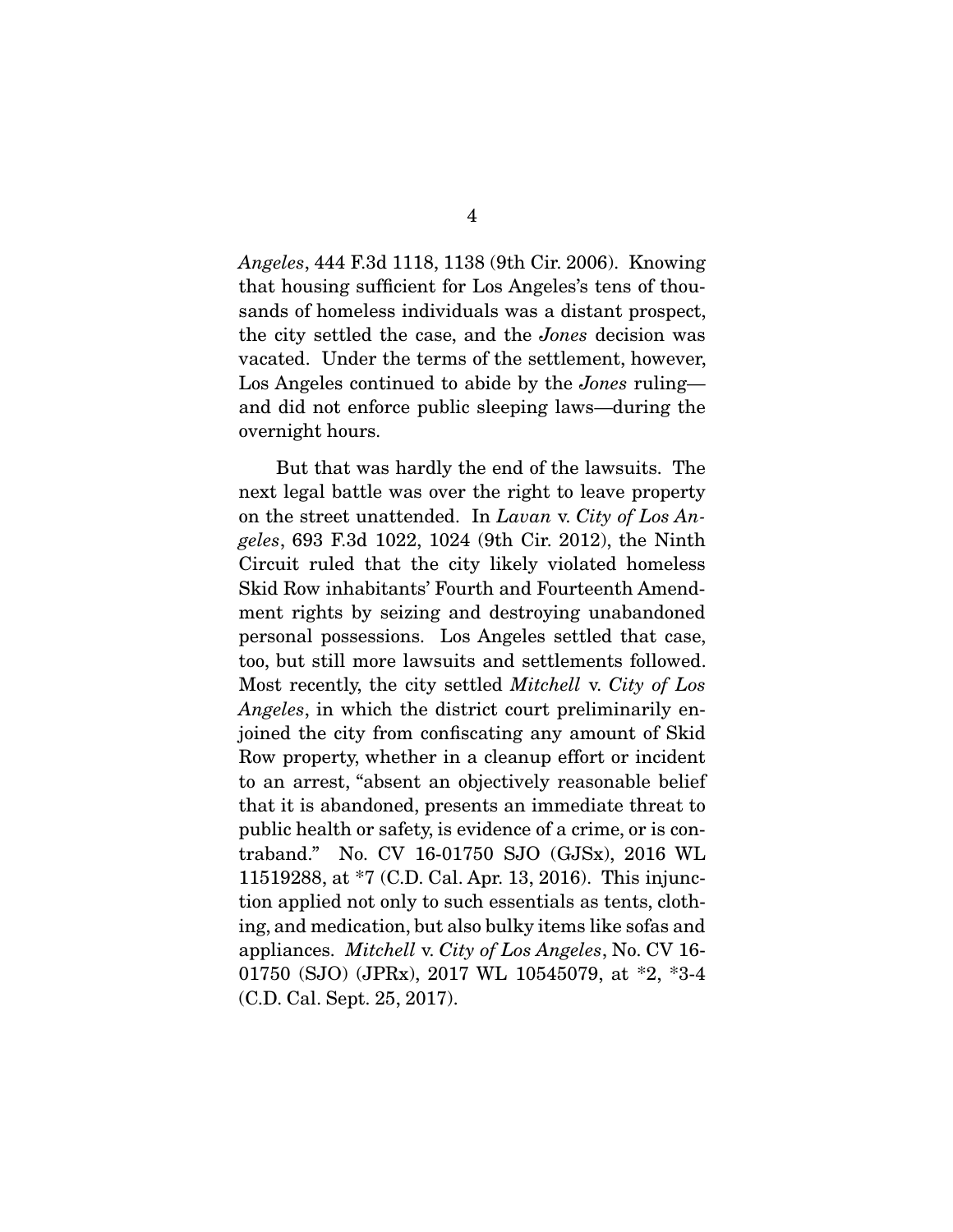*Angeles*, 444 F.3d 1118, 1138 (9th Cir. 2006). Knowing that housing sufficient for Los Angeles's tens of thousands of homeless individuals was a distant prospect, the city settled the case, and the *Jones* decision was vacated. Under the terms of the settlement, however, Los Angeles continued to abide by the *Jones* ruling—and did not enforce public sleeping laws—during the overnight hours.

But that was hardly the end of the lawsuits. The next legal battle was over the right to leave property on the street unattended. In *Lavan* v. *City of Los Angeles*, 693 F.3d 1022, 1024 (9th Cir. 2012), the Ninth Circuit ruled that the city likely violated homeless Skid Row inhabitants' Fourth and Fourteenth Amendment rights by seizing and destroying unabandoned personal possessions. Los Angeles settled that case, too, but still more lawsuits and settlements followed. Most recently, the city settled *Mitchell* v. *City of Los Angeles*, in which the district court preliminarily enjoined the city from confiscating any amount of Skid Row property, whether in a cleanup effort or incident to an arrest, "absent an objectively reasonable belief that it is abandoned, presents an immediate threat to public health or safety, is evidence of a crime, or is contraband." No. CV 16-01750 SJO (GJSx), 2016 WL 11519288, at *7 (C.D. Cal. Apr. 13, 2016). This injunction applied not only to such essentials as tents, clothing, and medication, but also bulky items like sofas and appliances. *Mitchell* v. *City of Los Angeles*, No. CV 16-01750 (SJO) (JPRx), 2017 WL 10545079, at *2, *3-4 (C.D. Cal. Sept. 25, 2017).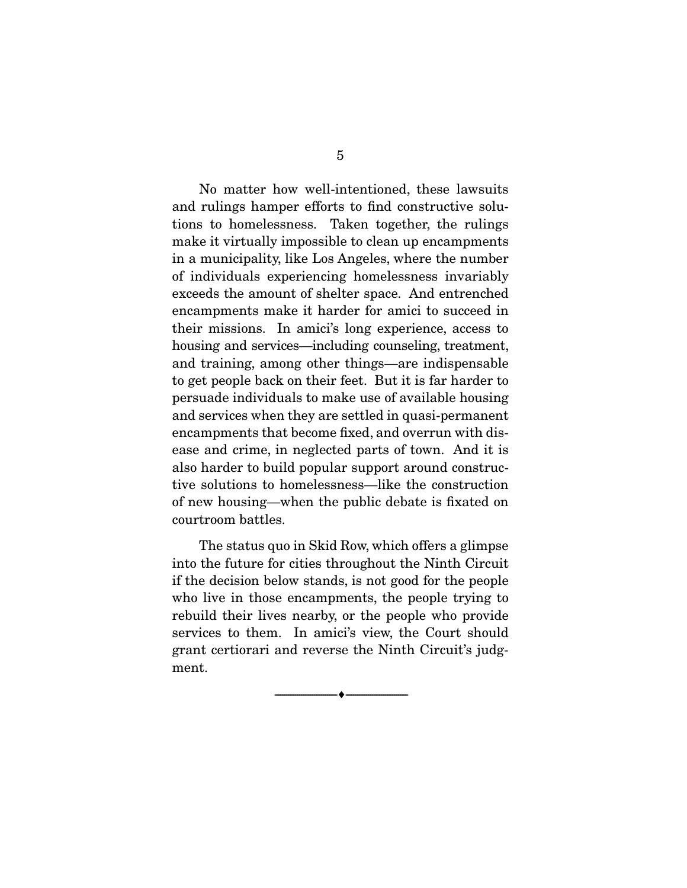No matter how well-intentioned, these lawsuits and rulings hamper efforts to find constructive solutions to homelessness. Taken together, the rulings make it virtually impossible to clean up encampments in a municipality, like Los Angeles, where the number of individuals experiencing homelessness invariably exceeds the amount of shelter space. And entrenched encampments make it harder for amici to succeed in their missions. In amici's long experience, access to housing and services—including counseling, treatment, and training, among other things—are indispensable to get people back on their feet. But it is far harder to persuade individuals to make use of available housing and services when they are settled in quasi-permanent encampments that become fixed, and overrun with disease and crime, in neglected parts of town. And it is also harder to build popular support around constructive solutions to homelessness—like the construction of new housing—when the public debate is fixated on courtroom battles.

The status quo in Skid Row, which offers a glimpse into the future for cities throughout the Ninth Circuit if the decision below stands, is not good for the people who live in those encampments, the people trying to rebuild their lives nearby, or the people who provide services to them. In amici's view, the Court should grant certiorari and reverse the Ninth Circuit's judgment.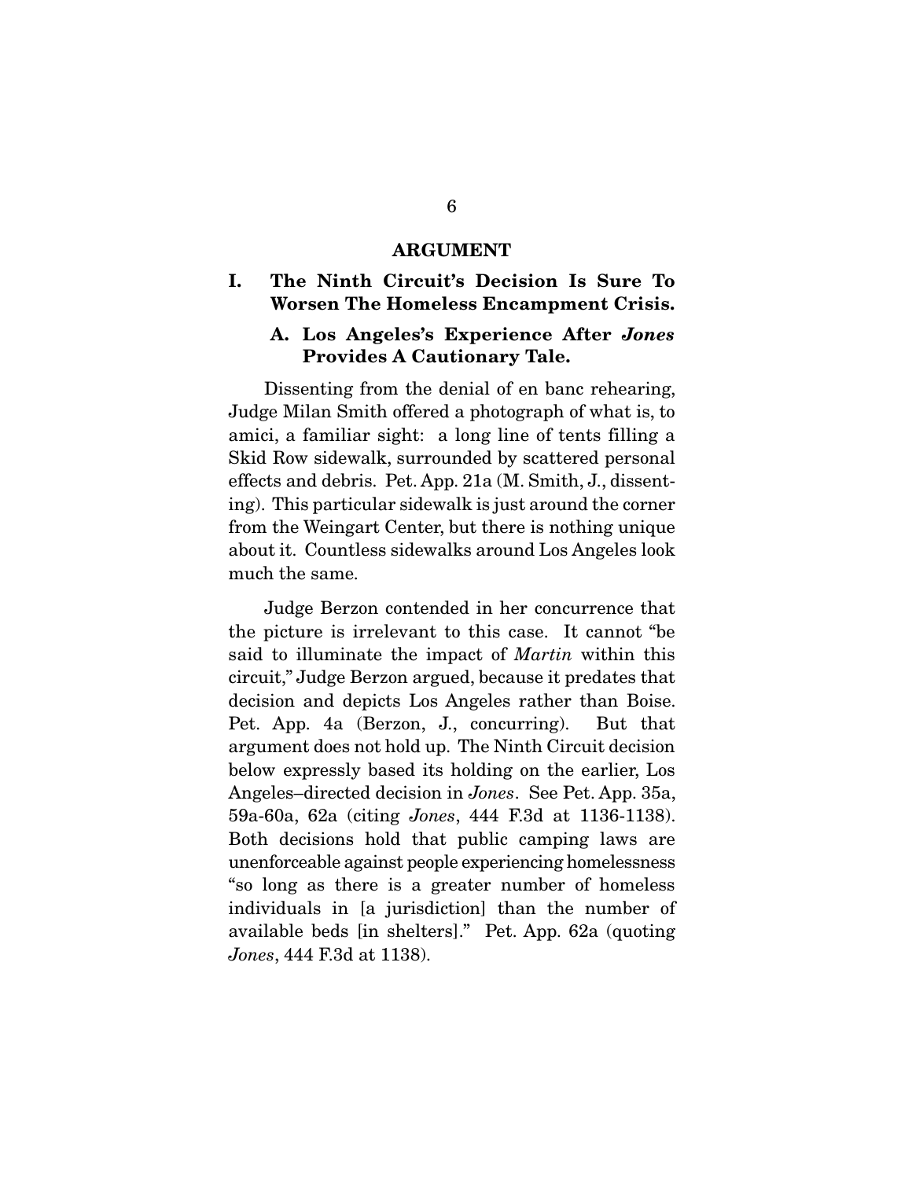## ARGUMENT

### I. The Ninth Circuit's Decision Is Sure To Worsen The Homeless Encampment Crisis.

#### A. Los Angeles's Experience After *Jones* Provides A Cautionary Tale.

Dissenting from the denial of en banc rehearing, Judge Milan Smith offered a photograph of what is, to amici, a familiar sight: a long line of tents filling a Skid Row sidewalk, surrounded by scattered personal effects and debris. Pet. App. 21a (M. Smith, J., dissenting). This particular sidewalk is just around the corner from the Weingart Center, but there is nothing unique about it. Countless sidewalks around Los Angeles look much the same.

Judge Berzon contended in her concurrence that the picture is irrelevant to this case. It cannot "be said to illuminate the impact of *Martin* within this circuit," Judge Berzon argued, because it predates that decision and depicts Los Angeles rather than Boise. Pet. App. 4a (Berzon, J., concurring). But that argument does not hold up. The Ninth Circuit decision below expressly based its holding on the earlier, Los Angeles–directed decision in *Jones*. See Pet. App. 35a, 59a-60a, 62a (citing *Jones*, 444 F.3d at 1136-1138). Both decisions hold that public camping laws are unenforceable against people experiencing homelessness "so long as there is a greater number of homeless individuals in [a jurisdiction] than the number of available beds [in shelters]." Pet. App. 62a (quoting *Jones*, 444 F.3d at 1138).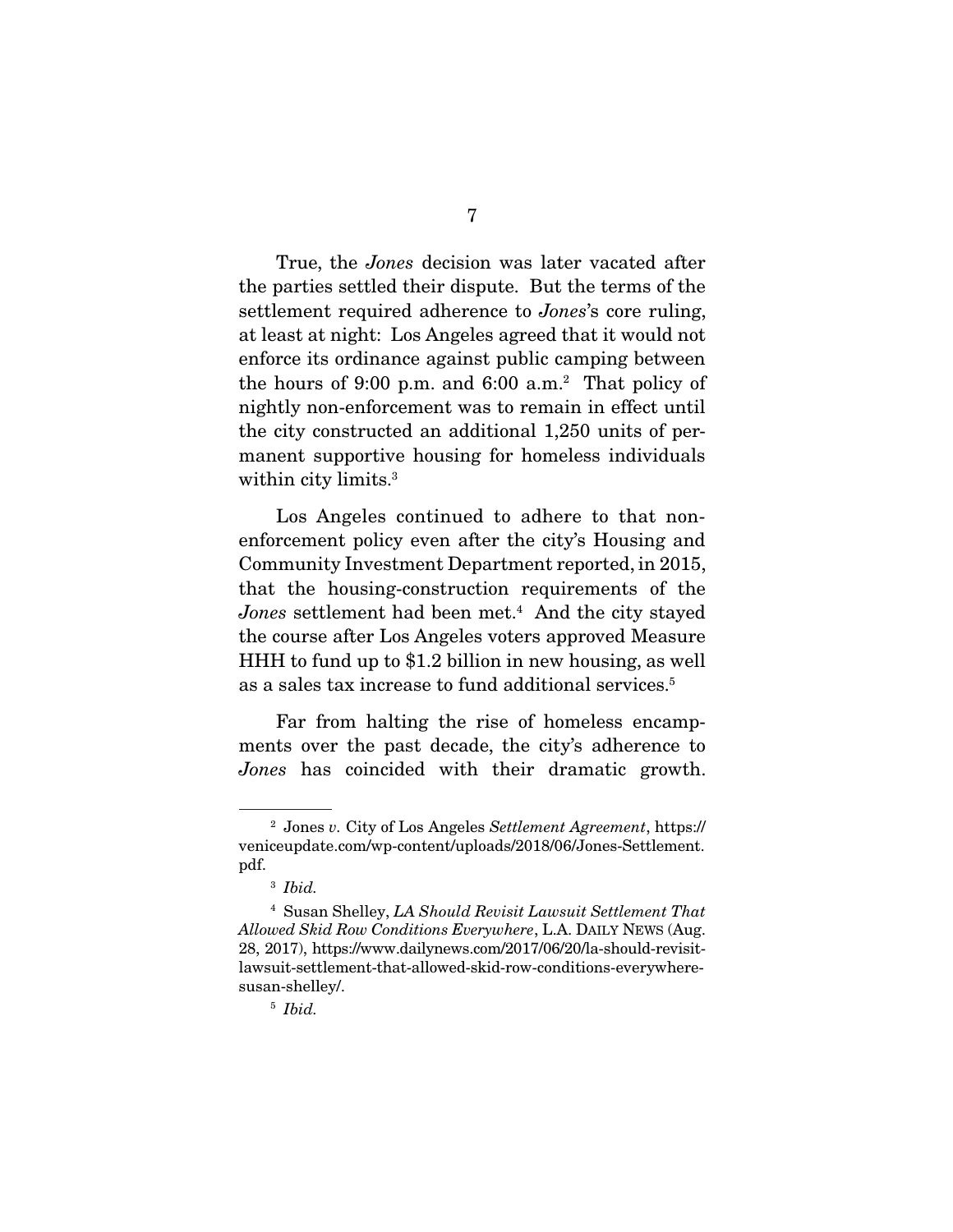True, the *Jones* decision was later vacated after the parties settled their dispute. But the terms of the settlement required adherence to *Jones*'s core ruling, at least at night: Los Angeles agreed that it would not enforce its ordinance against public camping between the hours of 9:00 p.m. and 6:00 a.m.[2] That policy of nightly non-enforcement was to remain in effect until the city constructed an additional 1,250 units of permanent supportive housing for homeless individuals within city limits.[3]

Los Angeles continued to adhere to that non-enforcement policy even after the city's Housing and Community Investment Department reported, in 2015, that the housing-construction requirements of the *Jones* settlement had been met.[4] And the city stayed the course after Los Angeles voters approved Measure HHH to fund up to $1.2 billion in new housing, as well as a sales tax increase to fund additional services.[5]

Far from halting the rise of homeless encampments over the past decade, the city's adherence to *Jones* has coincided with their dramatic growth.

---

[2] Jones *v.* City of Los Angeles *Settlement Agreement*, https://veniceupdate.com/wp-content/uploads/2018/06/Jones-Settlement.pdf.

[3] *Ibid.*

[4] Susan Shelley, *LA Should Revisit Lawsuit Settlement That Allowed Skid Row Conditions Everywhere*, L.A. DAILY NEWS (Aug. 28, 2017), https://www.dailynews.com/2017/06/20/la-should-revisit-lawsuit-settlement-that-allowed-skid-row-conditions-everywhere-susan-shelley/.

[5] *Ibid.*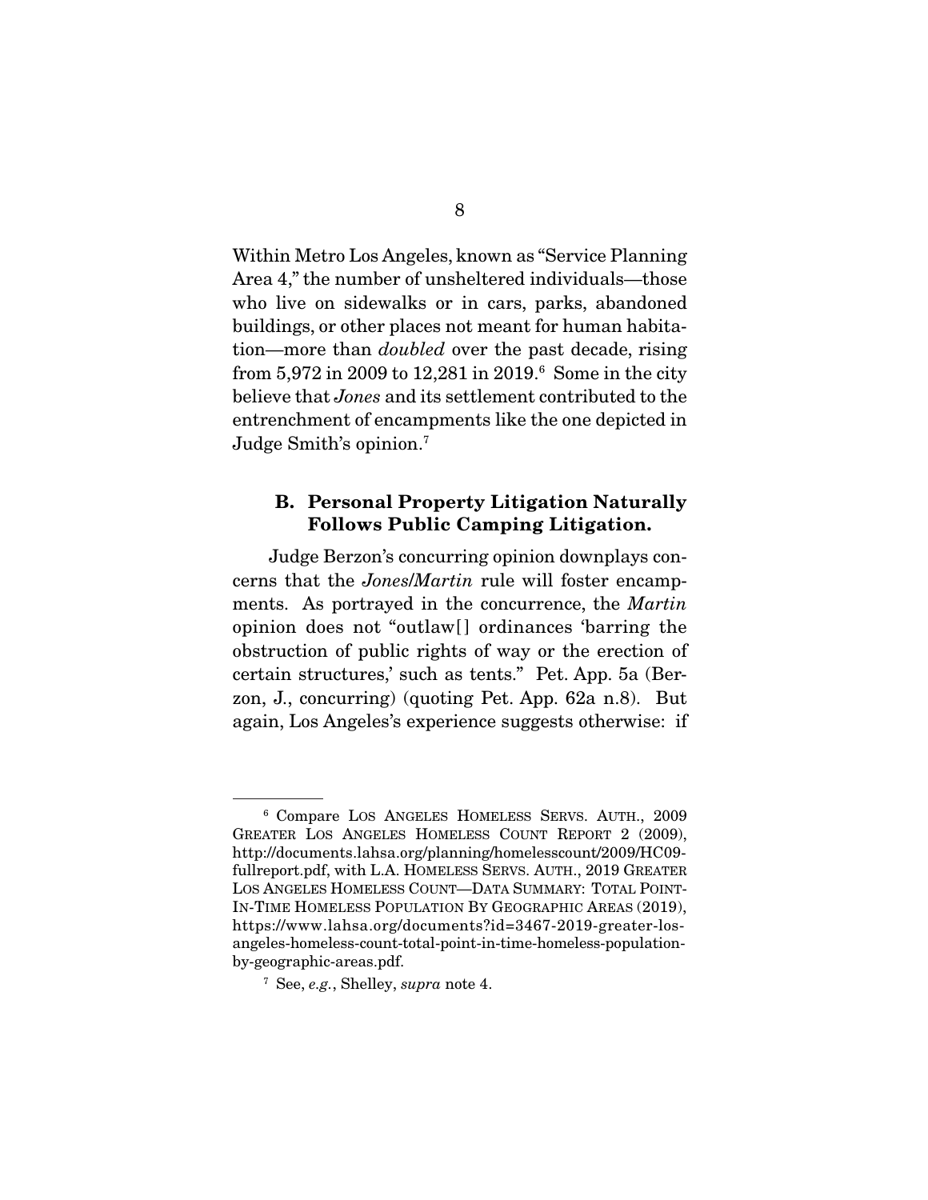Within Metro Los Angeles, known as "Service Planning Area 4," the number of unsheltered individuals—those who live on sidewalks or in cars, parks, abandoned buildings, or other places not meant for human habitation—more than *doubled* over the past decade, rising from 5,972 in 2009 to 12,281 in 2019.[6] Some in the city believe that *Jones* and its settlement contributed to the entrenchment of encampments like the one depicted in Judge Smith's opinion.[7]

### B. Personal Property Litigation Naturally Follows Public Camping Litigation.

Judge Berzon's concurring opinion downplays concerns that the *Jones/Martin* rule will foster encampments. As portrayed in the concurrence, the *Martin* opinion does not "outlaw[] ordinances 'barring the obstruction of public rights of way or the erection of certain structures,' such as tents." Pet. App. 5a (Berzon, J., concurring) (quoting Pet. App. 62a n.8). But again, Los Angeles's experience suggests otherwise: if

---

[6] Compare LOS ANGELES HOMELESS SERVS. AUTH., 2009 GREATER LOS ANGELES HOMELESS COUNT REPORT 2 (2009), http://documents.lahsa.org/planning/homelesscount/2009/HC09-fullreport.pdf, with L.A. HOMELESS SERVS. AUTH., 2019 GREATER LOS ANGELES HOMELESS COUNT—DATA SUMMARY: TOTAL POINT-IN-TIME HOMELESS POPULATION BY GEOGRAPHIC AREAS (2019), https://www.lahsa.org/documents?id=3467-2019-greater-los-angeles-homeless-count-total-point-in-time-homeless-population-by-geographic-areas.pdf.

[7] See, *e.g.*, Shelley, *supra* note 4.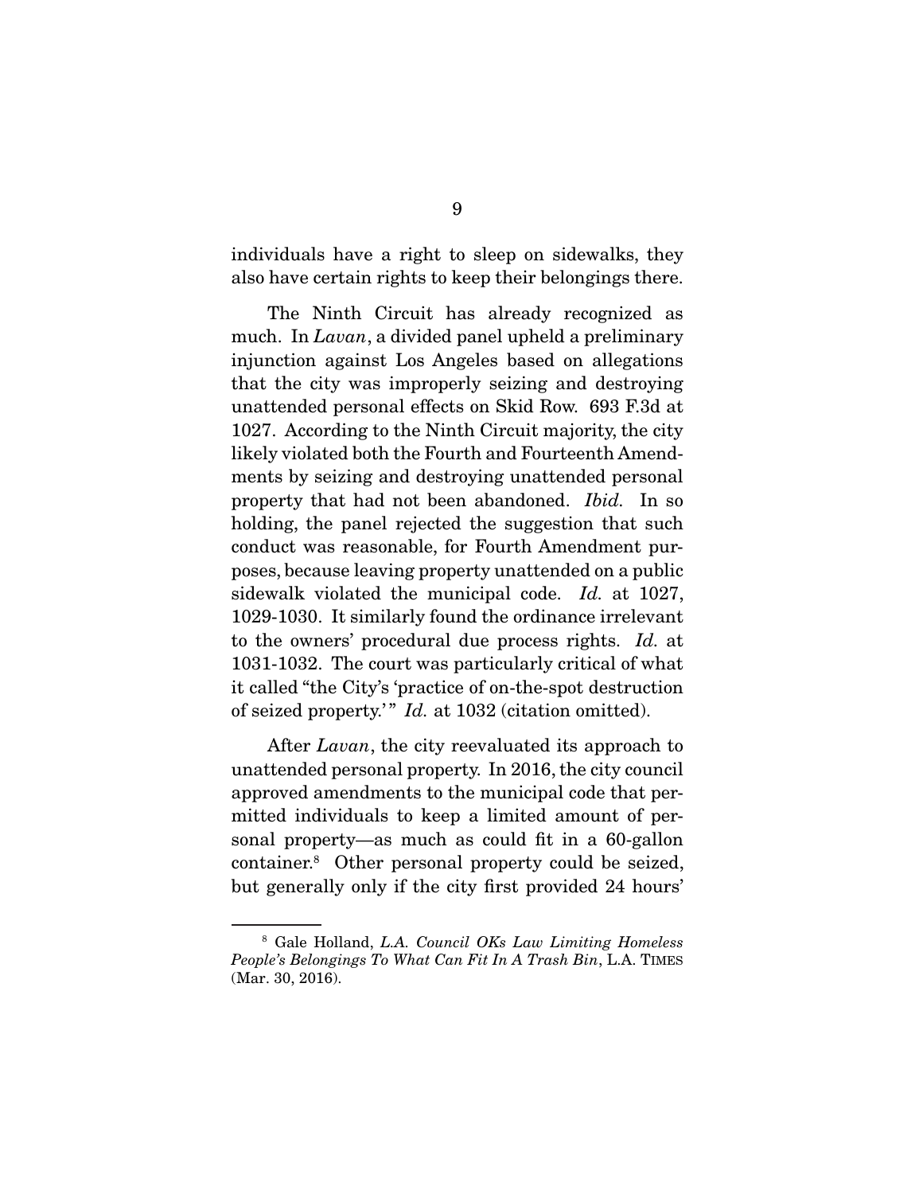individuals have a right to sleep on sidewalks, they also have certain rights to keep their belongings there.

The Ninth Circuit has already recognized as much. In *Lavan*, a divided panel upheld a preliminary injunction against Los Angeles based on allegations that the city was improperly seizing and destroying unattended personal effects on Skid Row. 693 F.3d at 1027. According to the Ninth Circuit majority, the city likely violated both the Fourth and Fourteenth Amendments by seizing and destroying unattended personal property that had not been abandoned. *Ibid.* In so holding, the panel rejected the suggestion that such conduct was reasonable, for Fourth Amendment purposes, because leaving property unattended on a public sidewalk violated the municipal code. *Id.* at 1027, 1029-1030. It similarly found the ordinance irrelevant to the owners' procedural due process rights. *Id.* at 1031-1032. The court was particularly critical of what it called "the City's 'practice of on-the-spot destruction of seized property.'" *Id.* at 1032 (citation omitted).

After *Lavan*, the city reevaluated its approach to unattended personal property. In 2016, the city council approved amendments to the municipal code that permitted individuals to keep a limited amount of personal property—as much as could fit in a 60-gallon container.[8] Other personal property could be seized, but generally only if the city first provided 24 hours'

[8] Gale Holland, *L.A. Council OKs Law Limiting Homeless People's Belongings To What Can Fit In A Trash Bin*, L.A. TIMES (Mar. 30, 2016).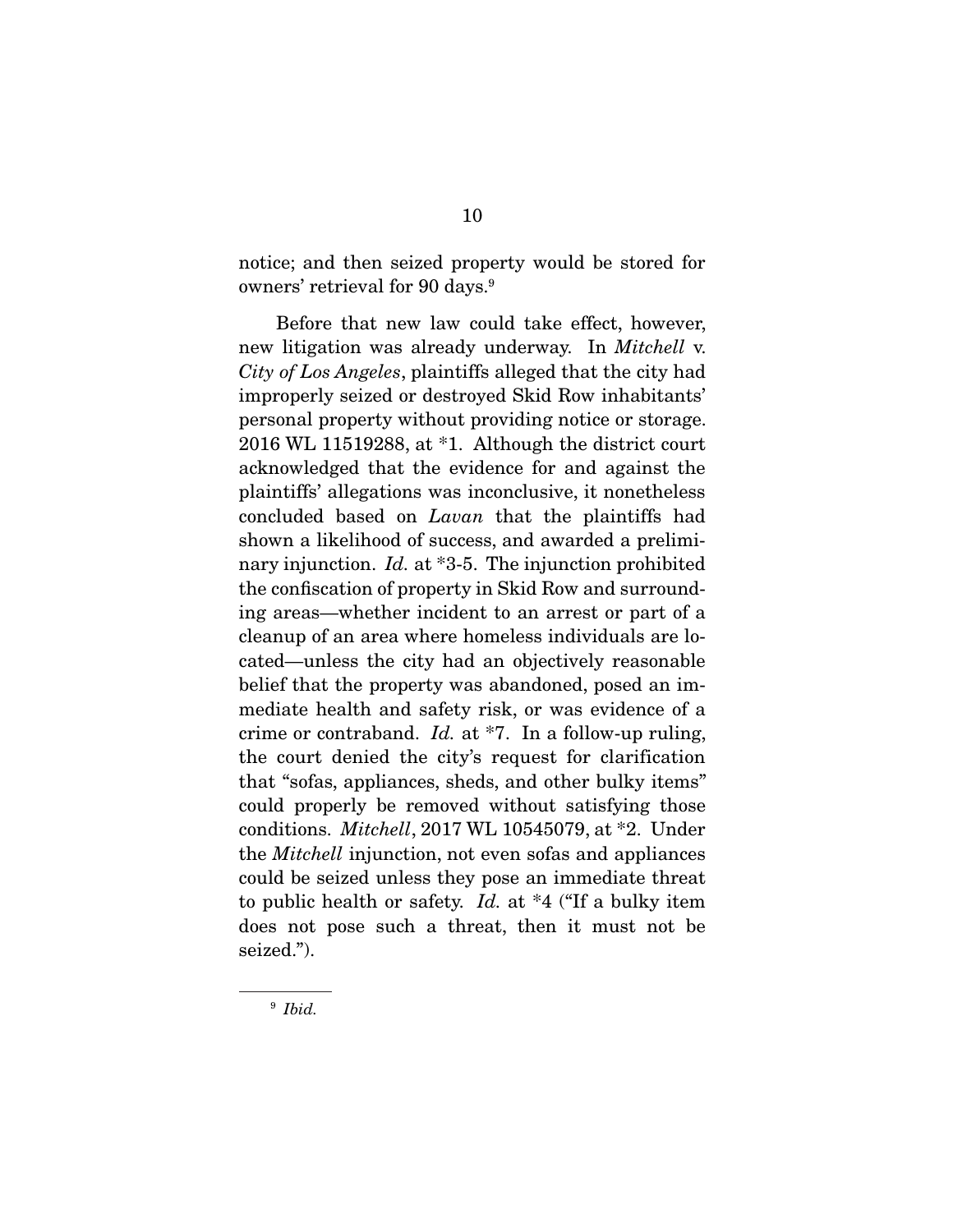notice; and then seized property would be stored for owners' retrieval for 90 days.[9]

Before that new law could take effect, however, new litigation was already underway. In *Mitchell* v. *City of Los Angeles*, plaintiffs alleged that the city had improperly seized or destroyed Skid Row inhabitants' personal property without providing notice or storage. 2016 WL 11519288, at *1. Although the district court acknowledged that the evidence for and against the plaintiffs' allegations was inconclusive, it nonetheless concluded based on *Lavan* that the plaintiffs had shown a likelihood of success, and awarded a preliminary injunction. *Id.* at *3-5. The injunction prohibited the confiscation of property in Skid Row and surrounding areas—whether incident to an arrest or part of a cleanup of an area where homeless individuals are located—unless the city had an objectively reasonable belief that the property was abandoned, posed an immediate health and safety risk, or was evidence of a crime or contraband. *Id.* at *7. In a follow-up ruling, the court denied the city's request for clarification that "sofas, appliances, sheds, and other bulky items" could properly be removed without satisfying those conditions. *Mitchell*, 2017 WL 10545079, at *2. Under the *Mitchell* injunction, not even sofas and appliances could be seized unless they pose an immediate threat to public health or safety. *Id.* at *4 ("If a bulky item does not pose such a threat, then it must not be seized.").

[9] *Ibid.*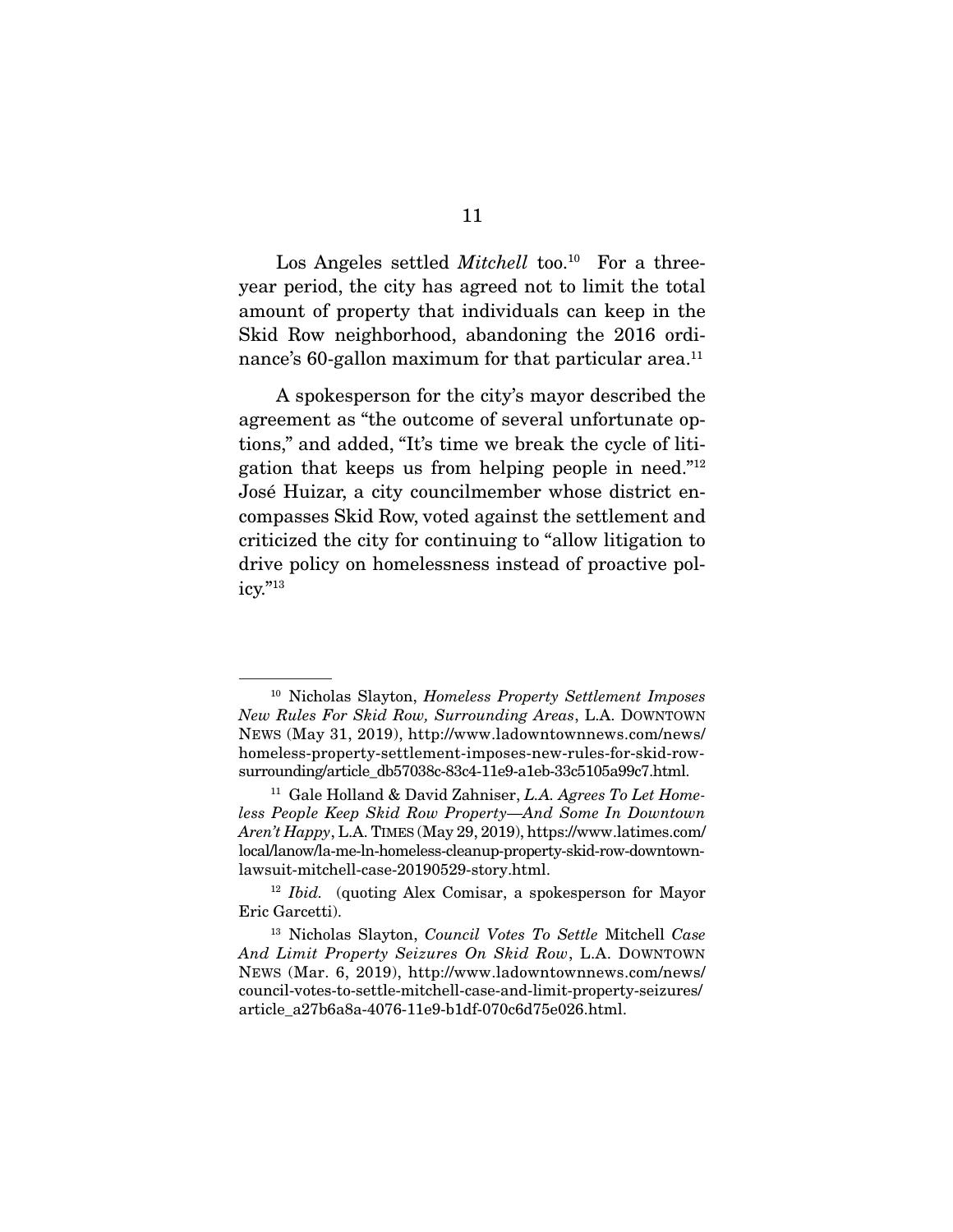Los Angeles settled *Mitchell* too.[10] For a three-year period, the city has agreed not to limit the total amount of property that individuals can keep in the Skid Row neighborhood, abandoning the 2016 ordinance's 60-gallon maximum for that particular area.[11]

A spokesperson for the city's mayor described the agreement as "the outcome of several unfortunate options," and added, "It's time we break the cycle of litigation that keeps us from helping people in need."[12] José Huizar, a city councilmember whose district encompasses Skid Row, voted against the settlement and criticized the city for continuing to "allow litigation to drive policy on homelessness instead of proactive policy."[13]

---

[10] Nicholas Slayton, *Homeless Property Settlement Imposes New Rules For Skid Row, Surrounding Areas*, L.A. DOWNTOWN NEWS (May 31, 2019), http://www.ladowntownnews.com/news/homeless-property-settlement-imposes-new-rules-for-skid-row-surrounding/article_db57038c-83c4-11e9-a1eb-33c5105a99c7.html.

[11] Gale Holland & David Zahniser, *L.A. Agrees To Let Homeless People Keep Skid Row Property—And Some In Downtown Aren't Happy*, L.A. TIMES (May 29, 2019), https://www.latimes.com/local/lanow/la-me-ln-homeless-cleanup-property-skid-row-downtown-lawsuit-mitchell-case-20190529-story.html.

[12] *Ibid.* (quoting Alex Comisar, a spokesperson for Mayor Eric Garcetti).

[13] Nicholas Slayton, *Council Votes To Settle* Mitchell *Case And Limit Property Seizures On Skid Row*, L.A. DOWNTOWN NEWS (Mar. 6, 2019), http://www.ladowntownnews.com/news/council-votes-to-settle-mitchell-case-and-limit-property-seizures/article_a27b6a8a-4076-11e9-b1df-070c6d75e026.html.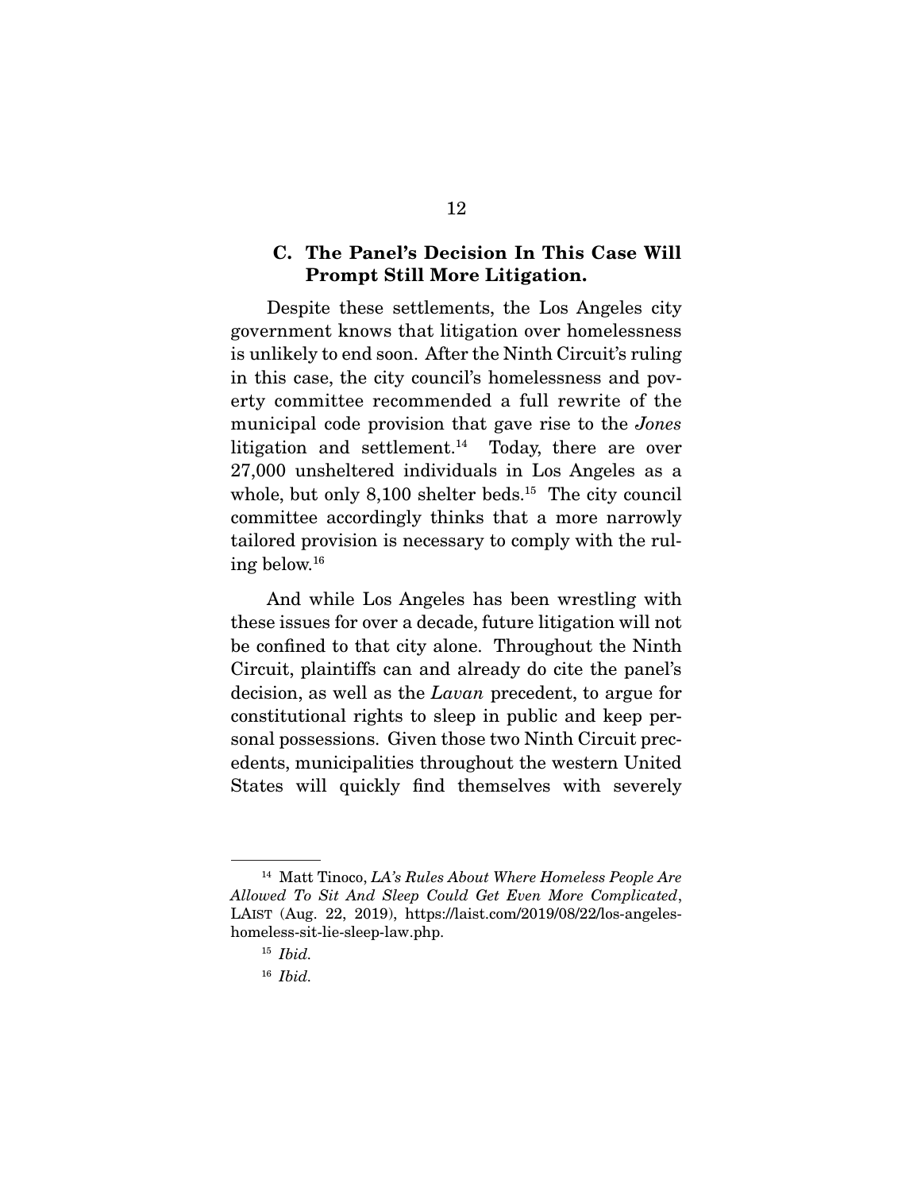### C. The Panel's Decision In This Case Will Prompt Still More Litigation.

Despite these settlements, the Los Angeles city government knows that litigation over homelessness is unlikely to end soon. After the Ninth Circuit's ruling in this case, the city council's homelessness and poverty committee recommended a full rewrite of the municipal code provision that gave rise to the *Jones* litigation and settlement.[14] Today, there are over 27,000 unsheltered individuals in Los Angeles as a whole, but only 8,100 shelter beds.[15] The city council committee accordingly thinks that a more narrowly tailored provision is necessary to comply with the ruling below.[16]

And while Los Angeles has been wrestling with these issues for over a decade, future litigation will not be confined to that city alone. Throughout the Ninth Circuit, plaintiffs can and already do cite the panel's decision, as well as the *Lavan* precedent, to argue for constitutional rights to sleep in public and keep personal possessions. Given those two Ninth Circuit precedents, municipalities throughout the western United States will quickly find themselves with severely

---

[14] Matt Tinoco, *LA's Rules About Where Homeless People Are Allowed To Sit And Sleep Could Get Even More Complicated*, LAIST (Aug. 22, 2019), https://laist.com/2019/08/22/los-angeles-homeless-sit-lie-sleep-law.php.

[15] *Ibid.*

[16] *Ibid.*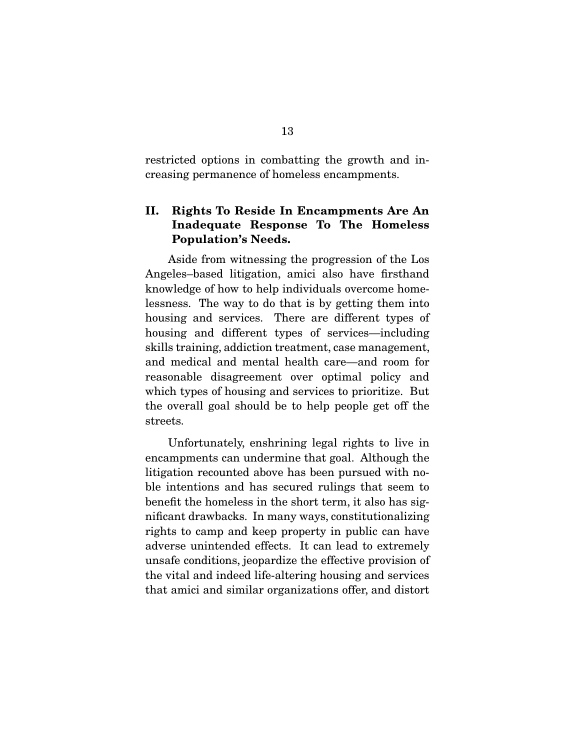restricted options in combatting the growth and increasing permanence of homeless encampments.

## II. Rights To Reside In Encampments Are An Inadequate Response To The Homeless Population's Needs.

Aside from witnessing the progression of the Los Angeles–based litigation, amici also have firsthand knowledge of how to help individuals overcome homelessness. The way to do that is by getting them into housing and services. There are different types of housing and different types of services—including skills training, addiction treatment, case management, and medical and mental health care—and room for reasonable disagreement over optimal policy and which types of housing and services to prioritize. But the overall goal should be to help people get off the streets.

Unfortunately, enshrining legal rights to live in encampments can undermine that goal. Although the litigation recounted above has been pursued with noble intentions and has secured rulings that seem to benefit the homeless in the short term, it also has significant drawbacks. In many ways, constitutionalizing rights to camp and keep property in public can have adverse unintended effects. It can lead to extremely unsafe conditions, jeopardize the effective provision of the vital and indeed life-altering housing and services that amici and similar organizations offer, and distort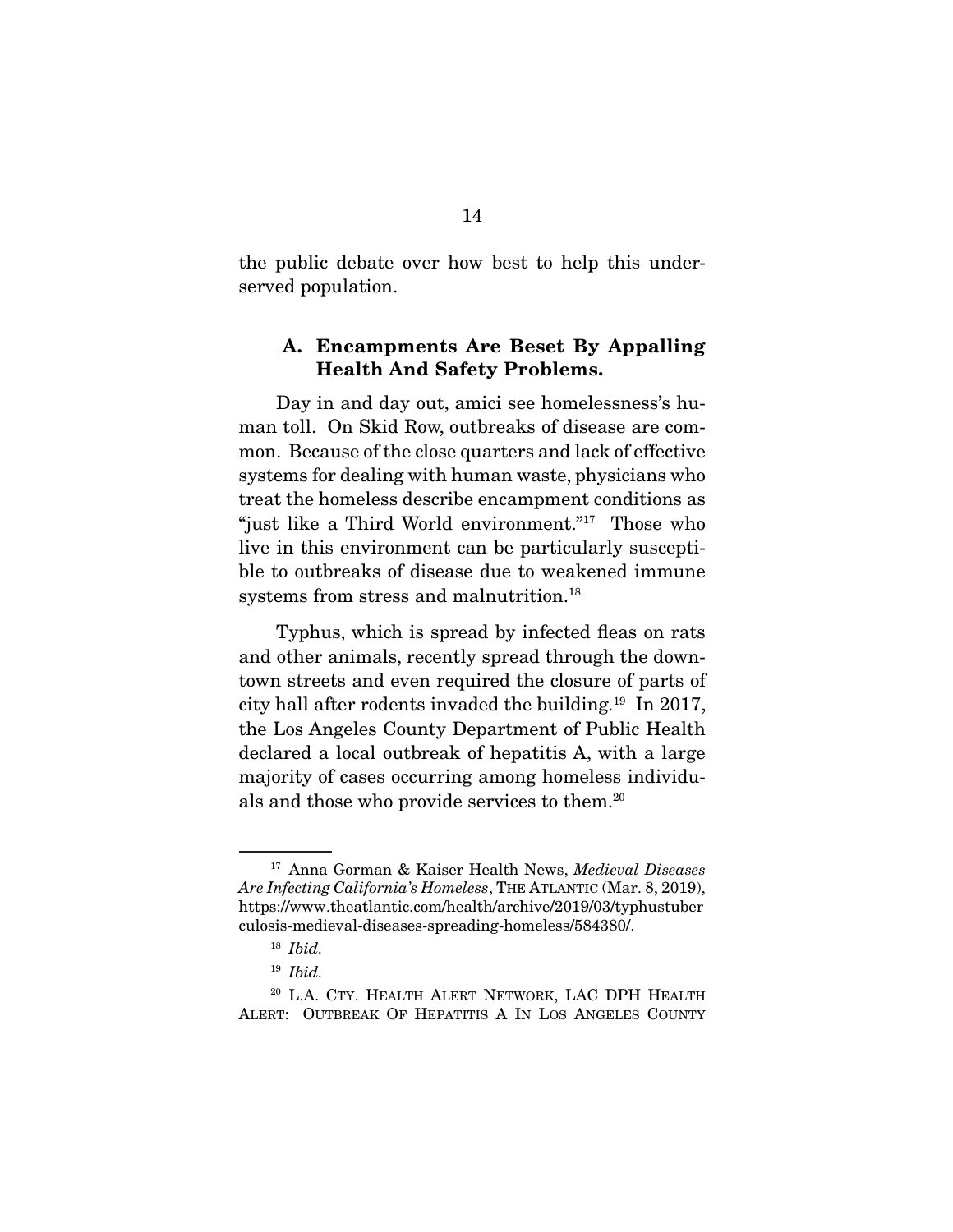the public debate over how best to help this underserved population.

### A. Encampments Are Beset By Appalling Health And Safety Problems.

Day in and day out, amici see homelessness's human toll. On Skid Row, outbreaks of disease are common. Because of the close quarters and lack of effective systems for dealing with human waste, physicians who treat the homeless describe encampment conditions as "just like a Third World environment."[17] Those who live in this environment can be particularly susceptible to outbreaks of disease due to weakened immune systems from stress and malnutrition.[18]

Typhus, which is spread by infected fleas on rats and other animals, recently spread through the downtown streets and even required the closure of parts of city hall after rodents invaded the building.[19] In 2017, the Los Angeles County Department of Public Health declared a local outbreak of hepatitis A, with a large majority of cases occurring among homeless individuals and those who provide services to them.[20]

---

[17] Anna Gorman & Kaiser Health News, *Medieval Diseases Are Infecting California's Homeless*, THE ATLANTIC (Mar. 8, 2019), https://www.theatlantic.com/health/archive/2019/03/typhustuberculosis-medieval-diseases-spreading-homeless/584380/.

[18] *Ibid.*

[19] *Ibid.*

[20] L.A. CTY. HEALTH ALERT NETWORK, LAC DPH HEALTH ALERT: OUTBREAK OF HEPATITIS A IN LOS ANGELES COUNTY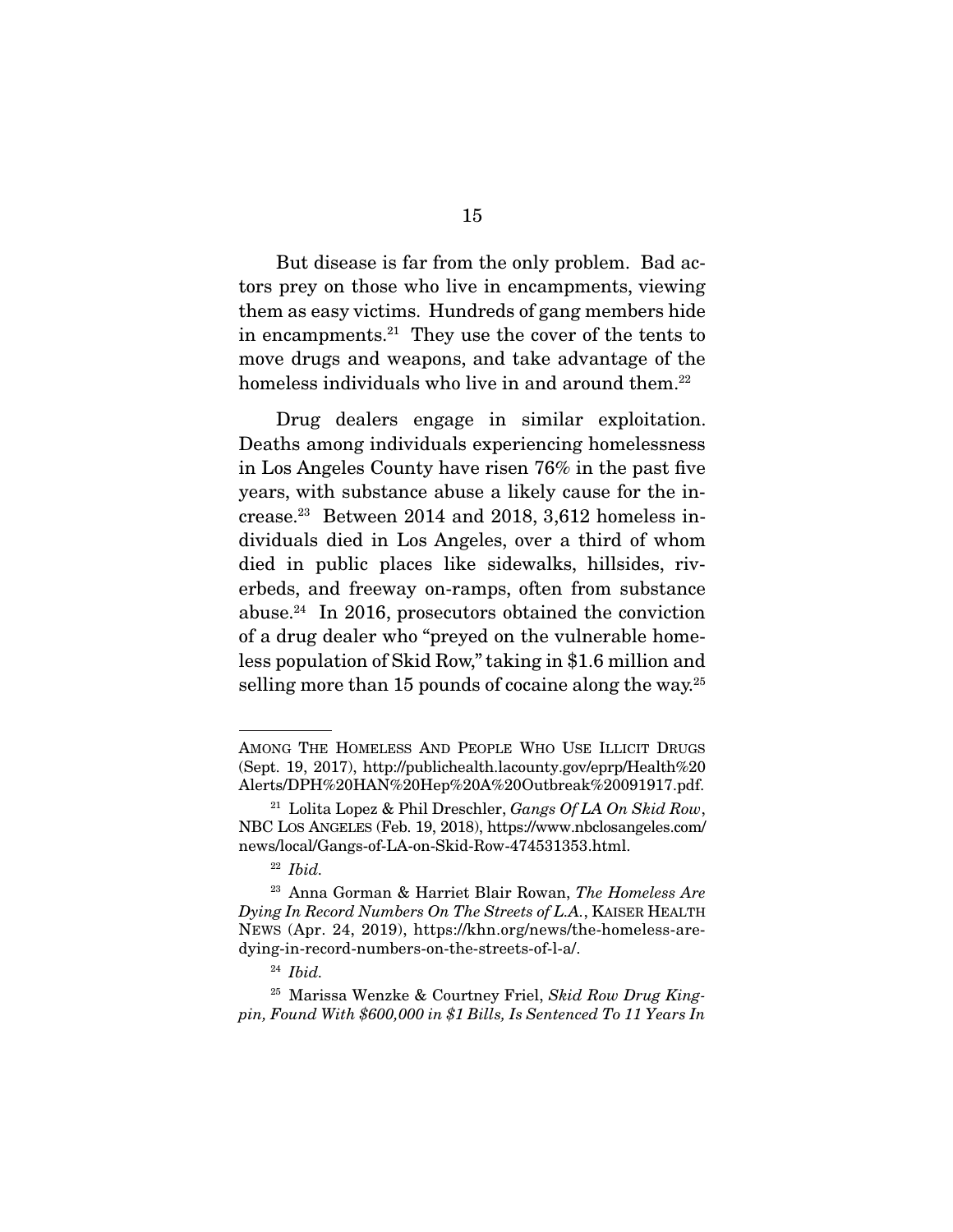But disease is far from the only problem. Bad actors prey on those who live in encampments, viewing them as easy victims. Hundreds of gang members hide in encampments.[21] They use the cover of the tents to move drugs and weapons, and take advantage of the homeless individuals who live in and around them.[22]

Drug dealers engage in similar exploitation. Deaths among individuals experiencing homelessness in Los Angeles County have risen 76% in the past five years, with substance abuse a likely cause for the increase.[23] Between 2014 and 2018, 3,612 homeless individuals died in Los Angeles, over a third of whom died in public places like sidewalks, hillsides, riverbeds, and freeway on-ramps, often from substance abuse.[24] In 2016, prosecutors obtained the conviction of a drug dealer who "preyed on the vulnerable homeless population of Skid Row," taking in $1.6 million and selling more than 15 pounds of cocaine along the way.[25]

---

AMONG THE HOMELESS AND PEOPLE WHO USE ILLICIT DRUGS (Sept. 19, 2017), http://publichealth.lacounty.gov/eprp/Health%20Alerts/DPH%20HAN%20Hep%20A%20Outbreak%20091917.pdf.

[21] Lolita Lopez & Phil Dreschler, *Gangs Of LA On Skid Row*, NBC LOS ANGELES (Feb. 19, 2018), https://www.nbclosangeles.com/news/local/Gangs-of-LA-on-Skid-Row-474531353.html.

[22] *Ibid.*

[23] Anna Gorman & Harriet Blair Rowan, *The Homeless Are Dying In Record Numbers On The Streets of L.A.*, KAISER HEALTH NEWS (Apr. 24, 2019), https://khn.org/news/the-homeless-are-dying-in-record-numbers-on-the-streets-of-l-a/.

[24] *Ibid.*

[25] Marissa Wenzke & Courtney Friel, *Skid Row Drug Kingpin, Found With $600,000 in $1 Bills, Is Sentenced To 11 Years In*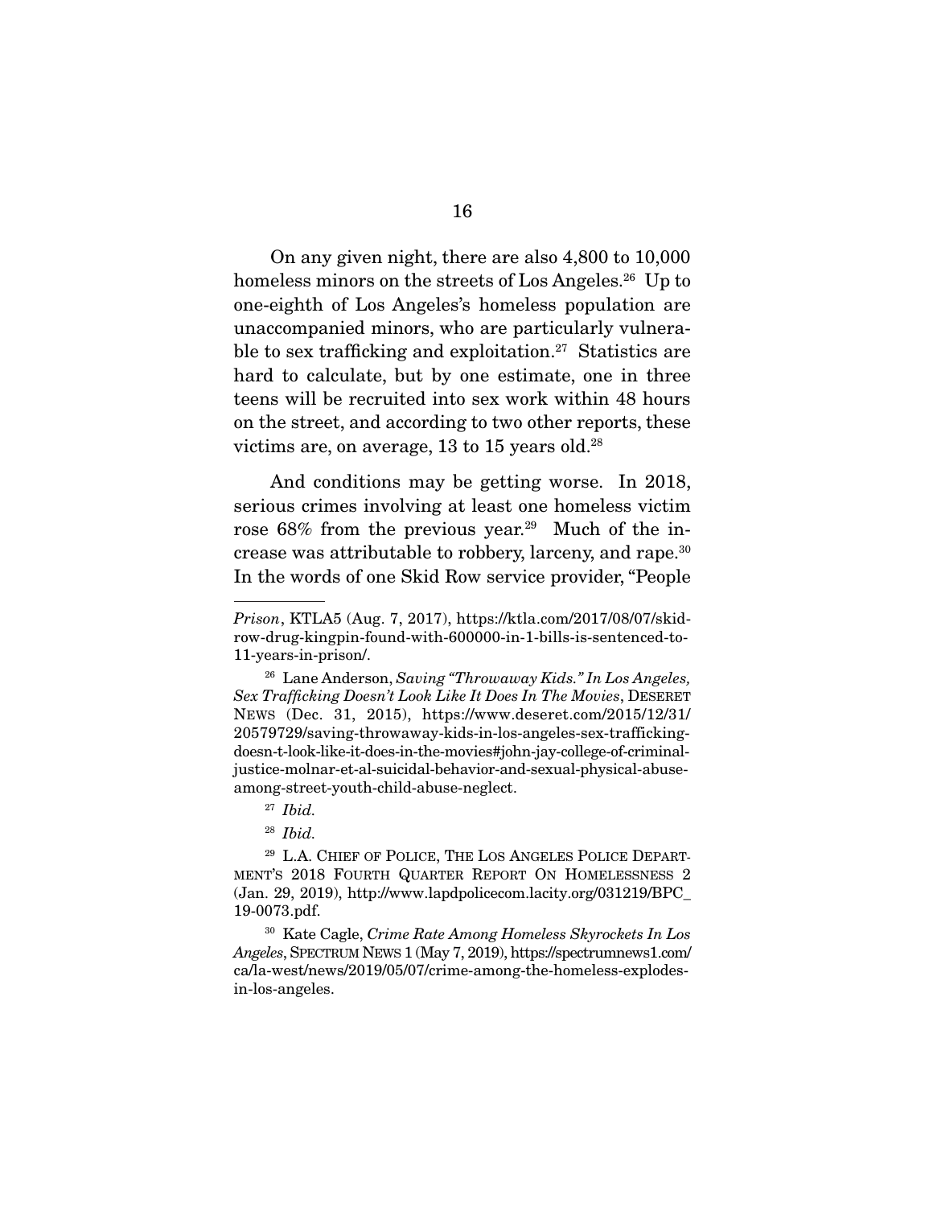On any given night, there are also 4,800 to 10,000 homeless minors on the streets of Los Angeles.[26] Up to one-eighth of Los Angeles's homeless population are unaccompanied minors, who are particularly vulnerable to sex trafficking and exploitation.[27] Statistics are hard to calculate, but by one estimate, one in three teens will be recruited into sex work within 48 hours on the street, and according to two other reports, these victims are, on average, 13 to 15 years old.[28]

And conditions may be getting worse. In 2018, serious crimes involving at least one homeless victim rose 68% from the previous year.[29] Much of the increase was attributable to robbery, larceny, and rape.[30] In the words of one Skid Row service provider, "People

---

*Prison*, KTLA5 (Aug. 7, 2017), https://ktla.com/2017/08/07/skid-row-drug-kingpin-found-with-600000-in-1-bills-is-sentenced-to-11-years-in-prison/.

[26] Lane Anderson, *Saving "Throwaway Kids." In Los Angeles, Sex Trafficking Doesn't Look Like It Does In The Movies*, DESERET NEWS (Dec. 31, 2015), https://www.deseret.com/2015/12/31/20579729/saving-throwaway-kids-in-los-angeles-sex-trafficking-doesn-t-look-like-it-does-in-the-movies#john-jay-college-of-criminal-justice-molnar-et-al-suicidal-behavior-and-sexual-physical-abuse-among-street-youth-child-abuse-neglect.

[27] *Ibid.*

[28] *Ibid.*

[29] L.A. CHIEF OF POLICE, THE LOS ANGELES POLICE DEPARTMENT'S 2018 FOURTH QUARTER REPORT ON HOMELESSNESS 2 (Jan. 29, 2019), http://www.lapdpolicecom.lacity.org/031219/BPC_19-0073.pdf.

[30] Kate Cagle, *Crime Rate Among Homeless Skyrockets In Los Angeles*, SPECTRUM NEWS 1 (May 7, 2019), https://spectrumnews1.com/ca/la-west/news/2019/05/07/crime-among-the-homeless-explodes-in-los-angeles.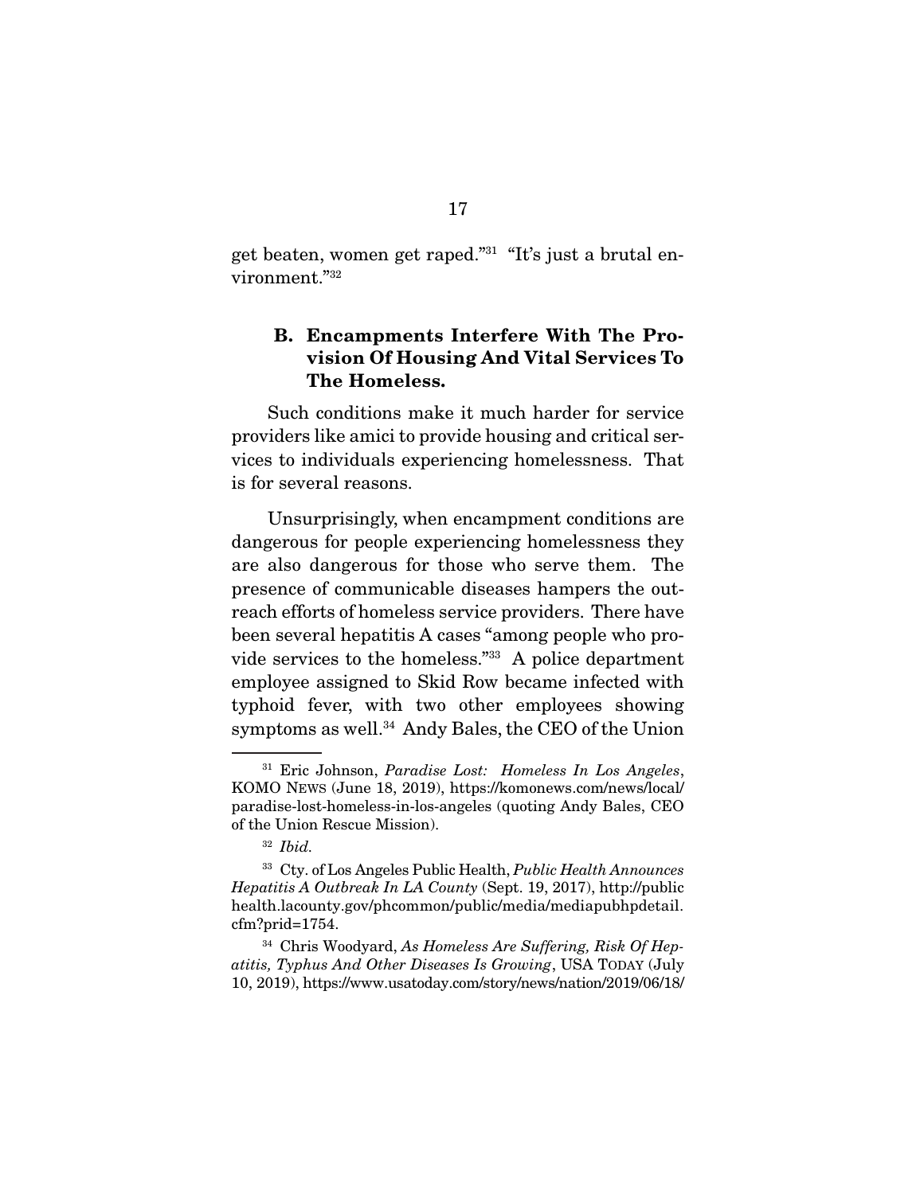get beaten, women get raped."[31] "It's just a brutal environment."[32]

### B. Encampments Interfere With The Provision Of Housing And Vital Services To The Homeless.

Such conditions make it much harder for service providers like amici to provide housing and critical services to individuals experiencing homelessness. That is for several reasons.

Unsurprisingly, when encampment conditions are dangerous for people experiencing homelessness they are also dangerous for those who serve them. The presence of communicable diseases hampers the outreach efforts of homeless service providers. There have been several hepatitis A cases "among people who provide services to the homeless."[33] A police department employee assigned to Skid Row became infected with typhoid fever, with two other employees showing symptoms as well.[34] Andy Bales, the CEO of the Union

---

[31] Eric Johnson, *Paradise Lost: Homeless In Los Angeles*, KOMO NEWS (June 18, 2019), https://komonews.com/news/local/paradise-lost-homeless-in-los-angeles (quoting Andy Bales, CEO of the Union Rescue Mission).

[32] *Ibid.*

[33] Cty. of Los Angeles Public Health, *Public Health Announces Hepatitis A Outbreak In LA County* (Sept. 19, 2017), http://publichealth.lacounty.gov/phcommon/public/media/mediapubhpdetail.cfm?prid=1754.

[34] Chris Woodyard, *As Homeless Are Suffering, Risk Of Hepatitis, Typhus And Other Diseases Is Growing*, USA TODAY (July 10, 2019), https://www.usatoday.com/story/news/nation/2019/06/18/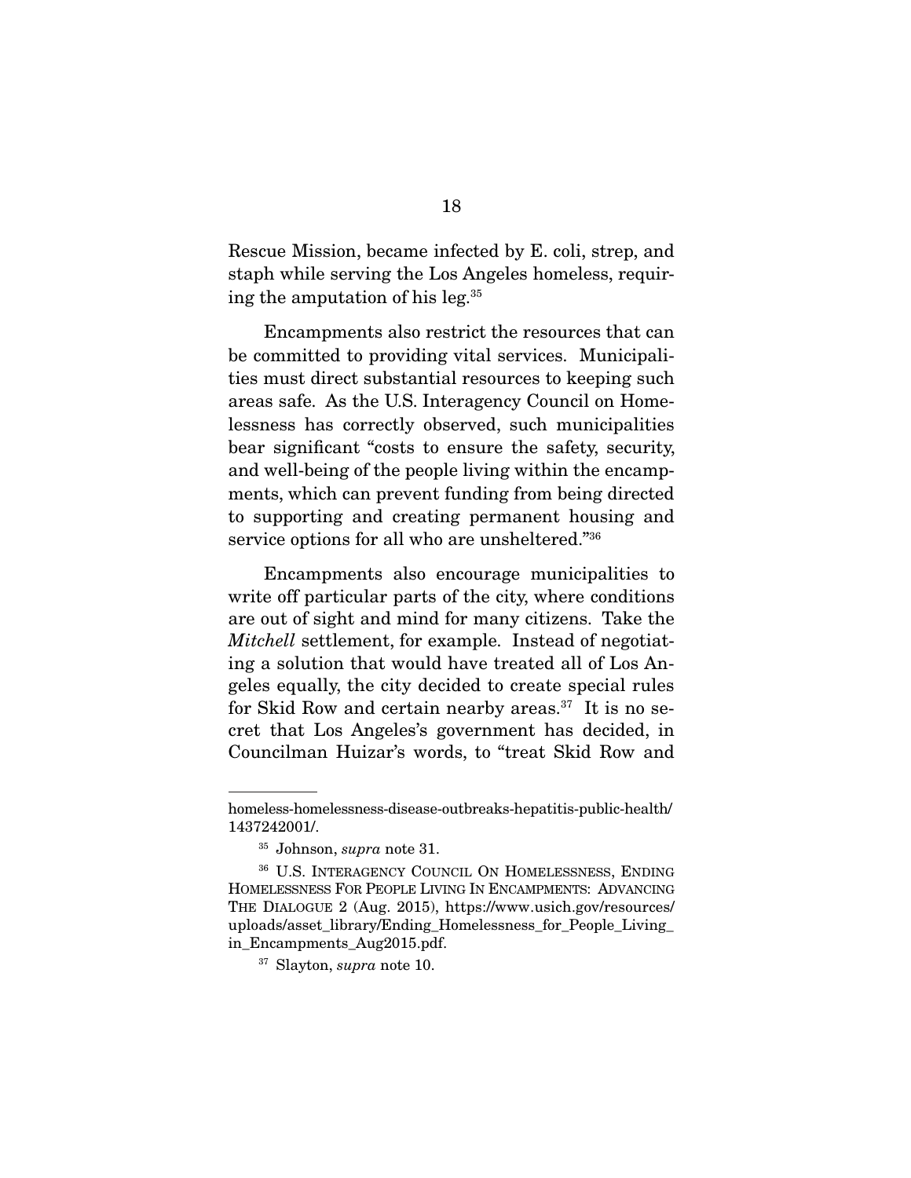Rescue Mission, became infected by E. coli, strep, and staph while serving the Los Angeles homeless, requiring the amputation of his leg.[35]

Encampments also restrict the resources that can be committed to providing vital services. Municipalities must direct substantial resources to keeping such areas safe. As the U.S. Interagency Council on Homelessness has correctly observed, such municipalities bear significant "costs to ensure the safety, security, and well-being of the people living within the encampments, which can prevent funding from being directed to supporting and creating permanent housing and service options for all who are unsheltered."[36]

Encampments also encourage municipalities to write off particular parts of the city, where conditions are out of sight and mind for many citizens. Take the *Mitchell* settlement, for example. Instead of negotiating a solution that would have treated all of Los Angeles equally, the city decided to create special rules for Skid Row and certain nearby areas.[37] It is no secret that Los Angeles's government has decided, in Councilman Huizar's words, to "treat Skid Row and

---

homeless-homelessness-disease-outbreaks-hepatitis-public-health/1437242001/.

[35] Johnson, *supra* note 31.

[36] U.S. INTERAGENCY COUNCIL ON HOMELESSNESS, ENDING HOMELESSNESS FOR PEOPLE LIVING IN ENCAMPMENTS: ADVANCING THE DIALOGUE 2 (Aug. 2015), https://www.usich.gov/resources/uploads/asset_library/Ending_Homelessness_for_People_Living_in_Encampments_Aug2015.pdf.

[37] Slayton, *supra* note 10.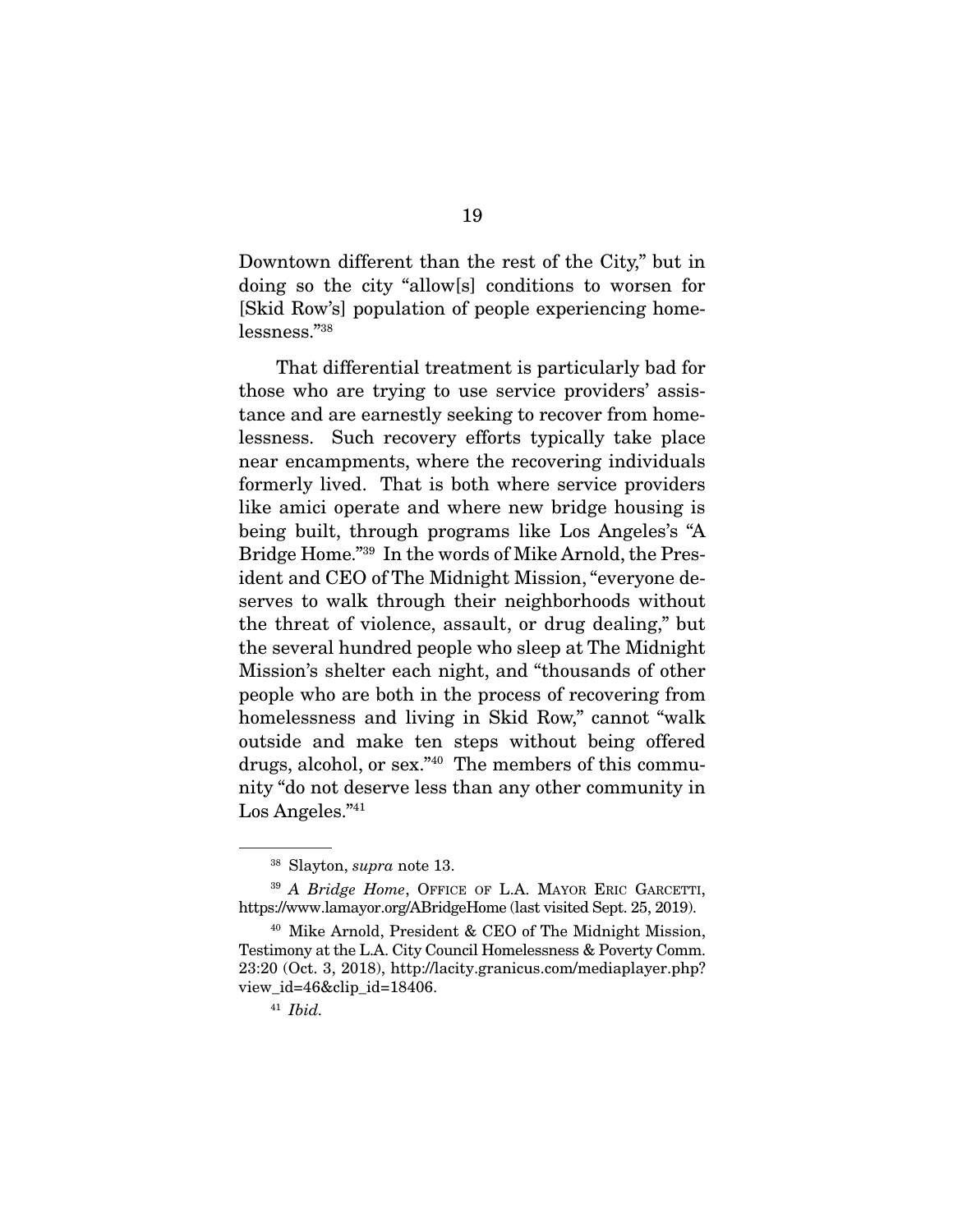Downtown different than the rest of the City," but in doing so the city "allow[s] conditions to worsen for [Skid Row's] population of people experiencing homelessness."[38]

That differential treatment is particularly bad for those who are trying to use service providers' assistance and are earnestly seeking to recover from homelessness. Such recovery efforts typically take place near encampments, where the recovering individuals formerly lived. That is both where service providers like amici operate and where new bridge housing is being built, through programs like Los Angeles's "A Bridge Home."[39] In the words of Mike Arnold, the President and CEO of The Midnight Mission, "everyone deserves to walk through their neighborhoods without the threat of violence, assault, or drug dealing," but the several hundred people who sleep at The Midnight Mission's shelter each night, and "thousands of other people who are both in the process of recovering from homelessness and living in Skid Row," cannot "walk outside and make ten steps without being offered drugs, alcohol, or sex."[40] The members of this community "do not deserve less than any other community in Los Angeles."[41]

---

[38] Slayton, *supra* note 13.

[39] *A Bridge Home*, OFFICE OF L.A. MAYOR ERIC GARCETTI, https://www.lamayor.org/ABridgeHome (last visited Sept. 25, 2019).

[40] Mike Arnold, President & CEO of The Midnight Mission, Testimony at the L.A. City Council Homelessness & Poverty Comm. 23:20 (Oct. 3, 2018), http://lacity.granicus.com/mediaplayer.php?view_id=46&clip_id=18406.

[41] *Ibid.*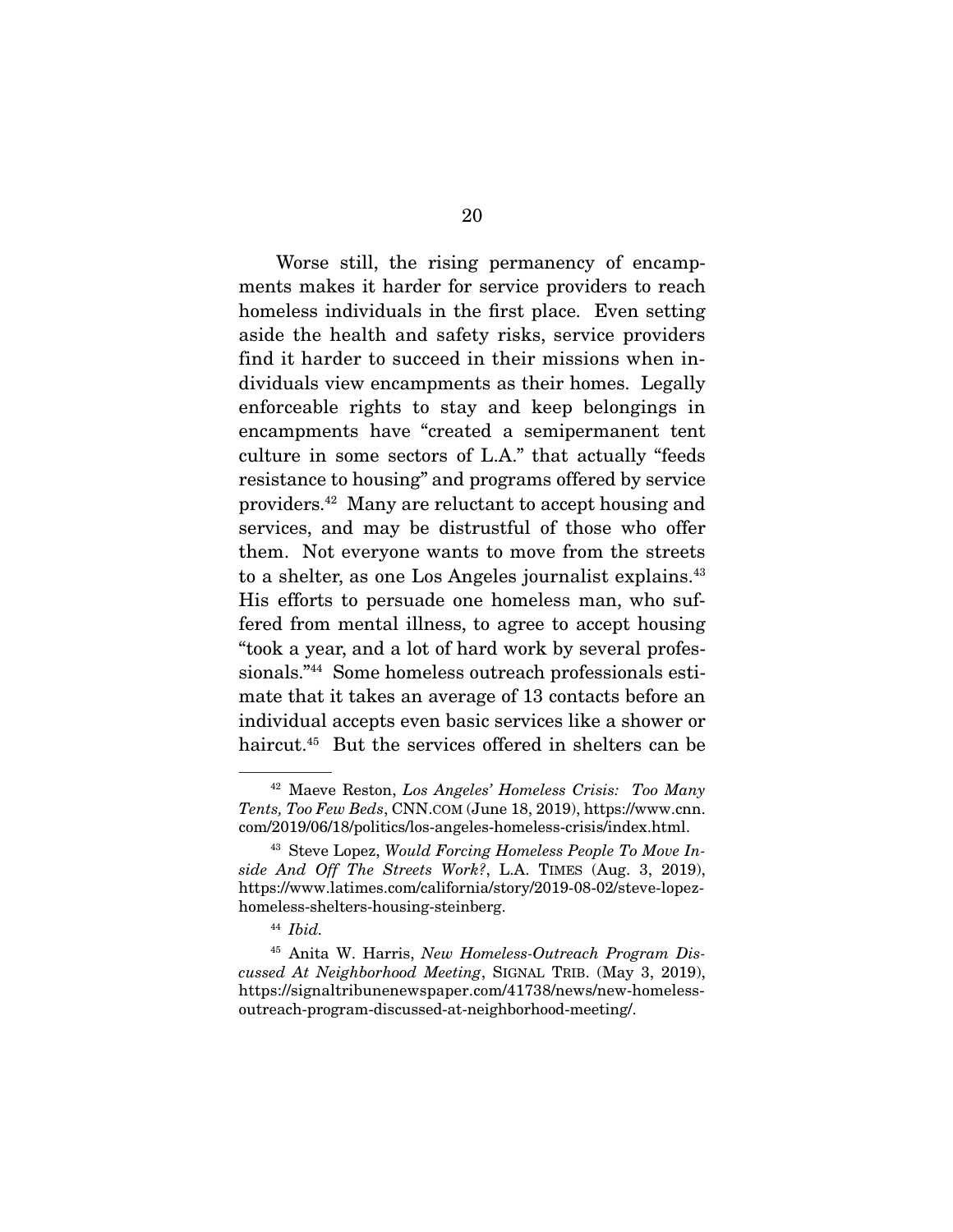Worse still, the rising permanency of encampments makes it harder for service providers to reach homeless individuals in the first place. Even setting aside the health and safety risks, service providers find it harder to succeed in their missions when individuals view encampments as their homes. Legally enforceable rights to stay and keep belongings in encampments have "created a semipermanent tent culture in some sectors of L.A." that actually "feeds resistance to housing" and programs offered by service providers.[42] Many are reluctant to accept housing and services, and may be distrustful of those who offer them. Not everyone wants to move from the streets to a shelter, as one Los Angeles journalist explains.[43] His efforts to persuade one homeless man, who suffered from mental illness, to agree to accept housing "took a year, and a lot of hard work by several professionals."[44] Some homeless outreach professionals estimate that it takes an average of 13 contacts before an individual accepts even basic services like a shower or haircut.[45] But the services offered in shelters can be

---

[42] Maeve Reston, *Los Angeles' Homeless Crisis: Too Many Tents, Too Few Beds*, CNN.COM (June 18, 2019), https://www.cnn.com/2019/06/18/politics/los-angeles-homeless-crisis/index.html.

[43] Steve Lopez, *Would Forcing Homeless People To Move Inside And Off The Streets Work?*, L.A. TIMES (Aug. 3, 2019), https://www.latimes.com/california/story/2019-08-02/steve-lopez-homeless-shelters-housing-steinberg.

[44] *Ibid.*

[45] Anita W. Harris, *New Homeless-Outreach Program Discussed At Neighborhood Meeting*, SIGNAL TRIB. (May 3, 2019), https://signaltribunenewspaper.com/41738/news/new-homeless-outreach-program-discussed-at-neighborhood-meeting/.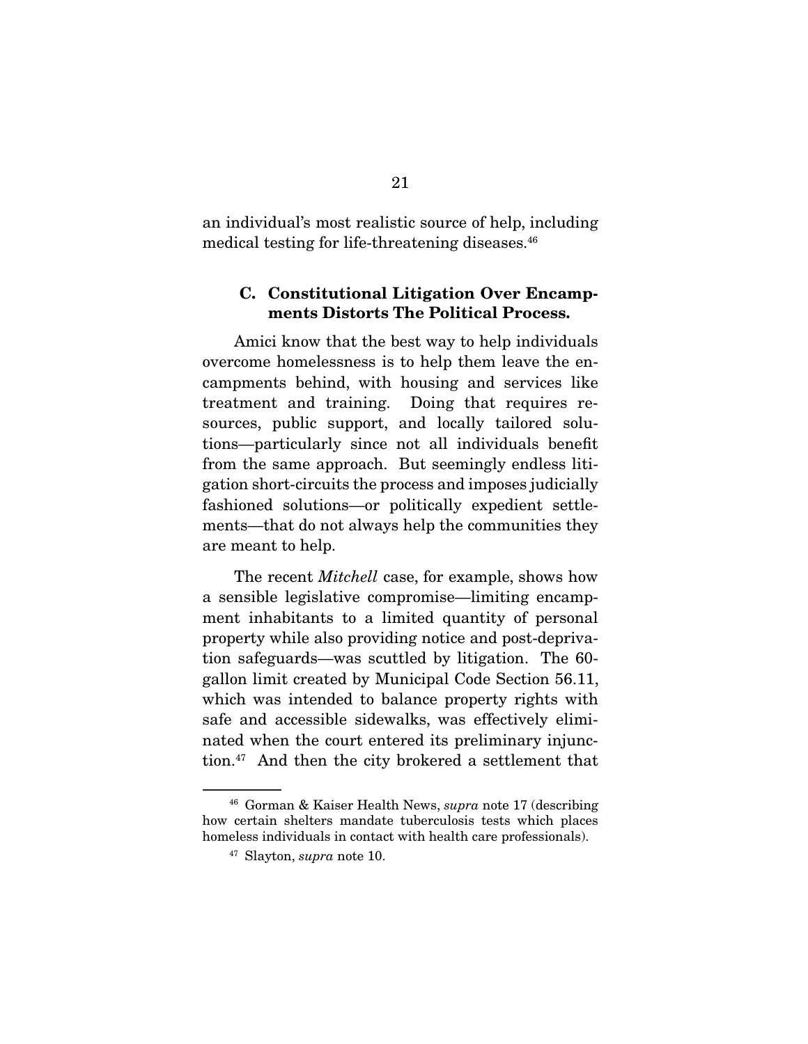an individual's most realistic source of help, including medical testing for life-threatening diseases.[46]

### C. Constitutional Litigation Over Encampments Distorts The Political Process.

Amici know that the best way to help individuals overcome homelessness is to help them leave the encampments behind, with housing and services like treatment and training. Doing that requires resources, public support, and locally tailored solutions—particularly since not all individuals benefit from the same approach. But seemingly endless litigation short-circuits the process and imposes judicially fashioned solutions—or politically expedient settlements—that do not always help the communities they are meant to help.

The recent *Mitchell* case, for example, shows how a sensible legislative compromise—limiting encampment inhabitants to a limited quantity of personal property while also providing notice and post-deprivation safeguards—was scuttled by litigation. The 60-gallon limit created by Municipal Code Section 56.11, which was intended to balance property rights with safe and accessible sidewalks, was effectively eliminated when the court entered its preliminary injunction.[47] And then the city brokered a settlement that

---

[46] Gorman & Kaiser Health News, *supra* note 17 (describing how certain shelters mandate tuberculosis tests which places homeless individuals in contact with health care professionals).

[47] Slayton, *supra* note 10.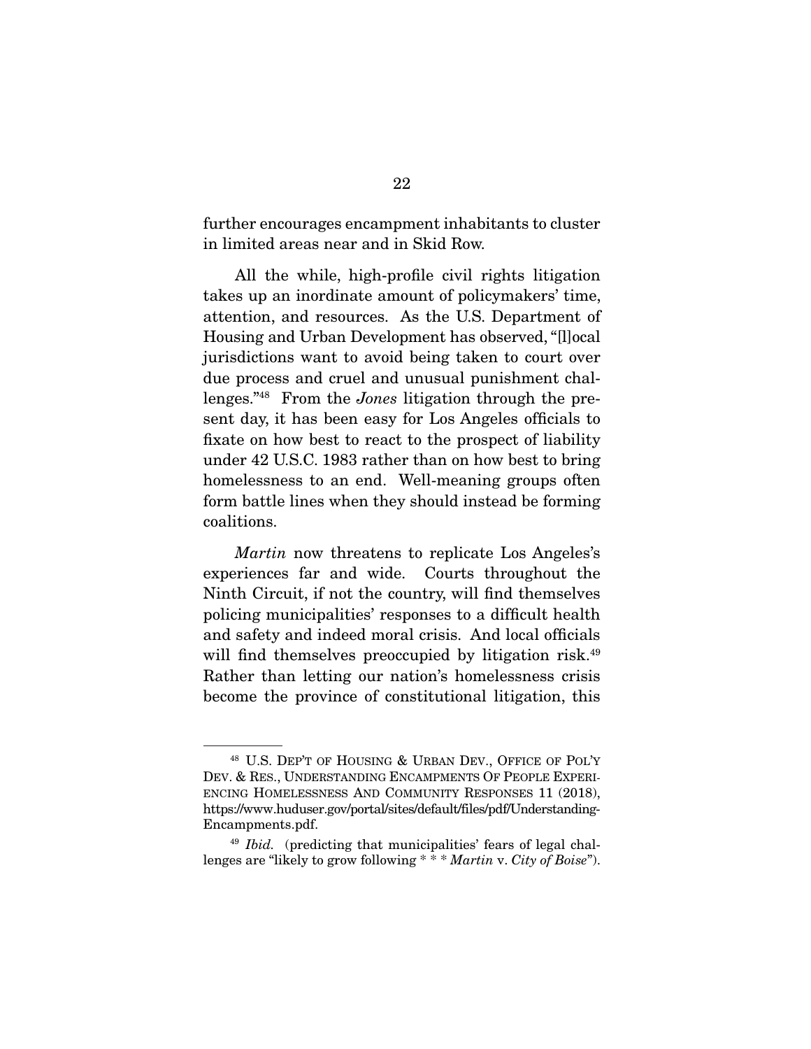further encourages encampment inhabitants to cluster in limited areas near and in Skid Row.

All the while, high-profile civil rights litigation takes up an inordinate amount of policymakers' time, attention, and resources. As the U.S. Department of Housing and Urban Development has observed, "[l]ocal jurisdictions want to avoid being taken to court over due process and cruel and unusual punishment challenges."[48] From the *Jones* litigation through the present day, it has been easy for Los Angeles officials to fixate on how best to react to the prospect of liability under 42 U.S.C. 1983 rather than on how best to bring homelessness to an end. Well-meaning groups often form battle lines when they should instead be forming coalitions.

*Martin* now threatens to replicate Los Angeles's experiences far and wide. Courts throughout the Ninth Circuit, if not the country, will find themselves policing municipalities' responses to a difficult health and safety and indeed moral crisis. And local officials will find themselves preoccupied by litigation risk.[49] Rather than letting our nation's homelessness crisis become the province of constitutional litigation, this

---

[48] U.S. DEP'T OF HOUSING & URBAN DEV., OFFICE OF POL'Y DEV. & RES., UNDERSTANDING ENCAMPMENTS OF PEOPLE EXPERIENCING HOMELESSNESS AND COMMUNITY RESPONSES 11 (2018), https://www.huduser.gov/portal/sites/default/files/pdf/Understanding-Encampments.pdf.

[49] *Ibid.* (predicting that municipalities' fears of legal challenges are "likely to grow following * * * *Martin* v. *City of Boise*").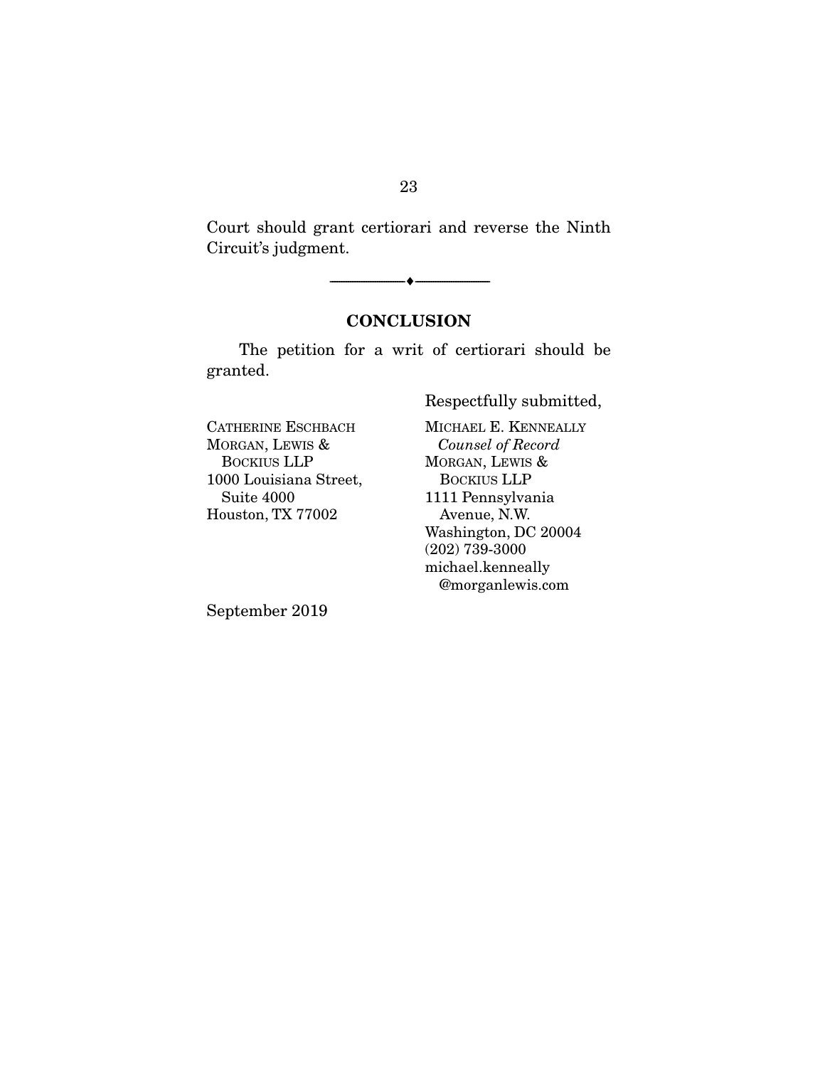Court should grant certiorari and reverse the Ninth Circuit's judgment.

---

## CONCLUSION

The petition for a writ of certiorari should be granted.

Respectfully submitted,

MICHAEL E. KENNEALLY
*Counsel of Record*
MORGAN, LEWIS &
BOCKIUS LLP
1111 Pennsylvania
Avenue, N.W.
Washington, DC 20004
(202) 739-3000
michael.kenneally
@morganlewis.com

CATHERINE ESCHBACH
MORGAN, LEWIS &
BOCKIUS LLP
1000 Louisiana Street,
Suite 4000
Houston, TX 77002

September 2019